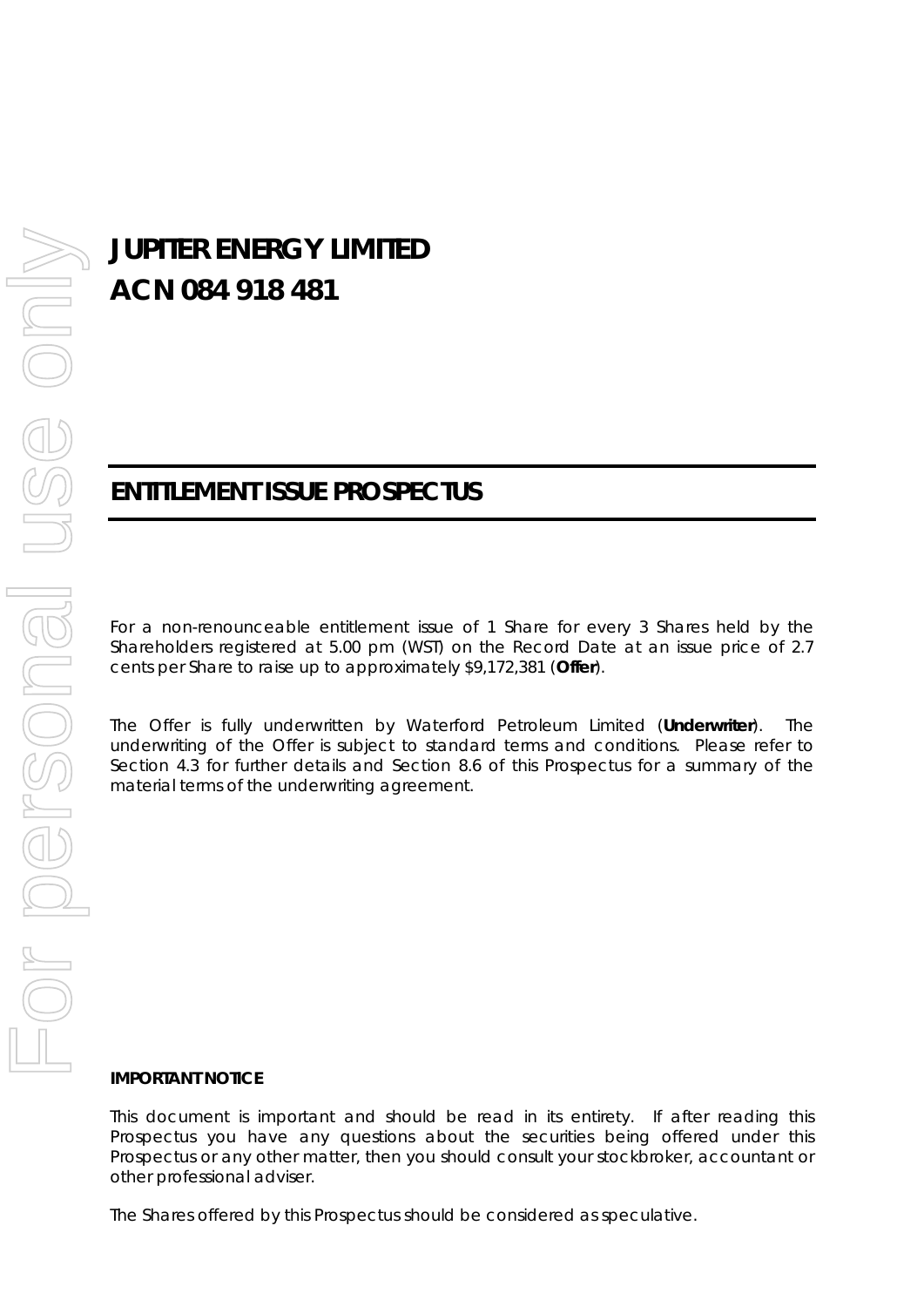# JUPITER ENERGY LIMITED
# ACN 084 918 481

## ENTITLEMENT ISSUE PROSPECTUS

For a non-renounceable entitlement issue of 1 Share for every 3 Shares held by the Shareholders registered at 5.00 pm (WST) on the Record Date at an issue price of 2.7 cents per Share to raise up to approximately $9,172,381 (**Offer**).

The Offer is fully underwritten by Waterford Petroleum Limited (**Underwriter**). The underwriting of the Offer is subject to standard terms and conditions. Please refer to Section 4.3 for further details and Section 8.6 of this Prospectus for a summary of the material terms of the underwriting agreement.

**IMPORTANT NOTICE**

This document is important and should be read in its entirety. If after reading this Prospectus you have any questions about the securities being offered under this Prospectus or any other matter, then you should consult your stockbroker, accountant or other professional adviser.

The Shares offered by this Prospectus should be considered as speculative.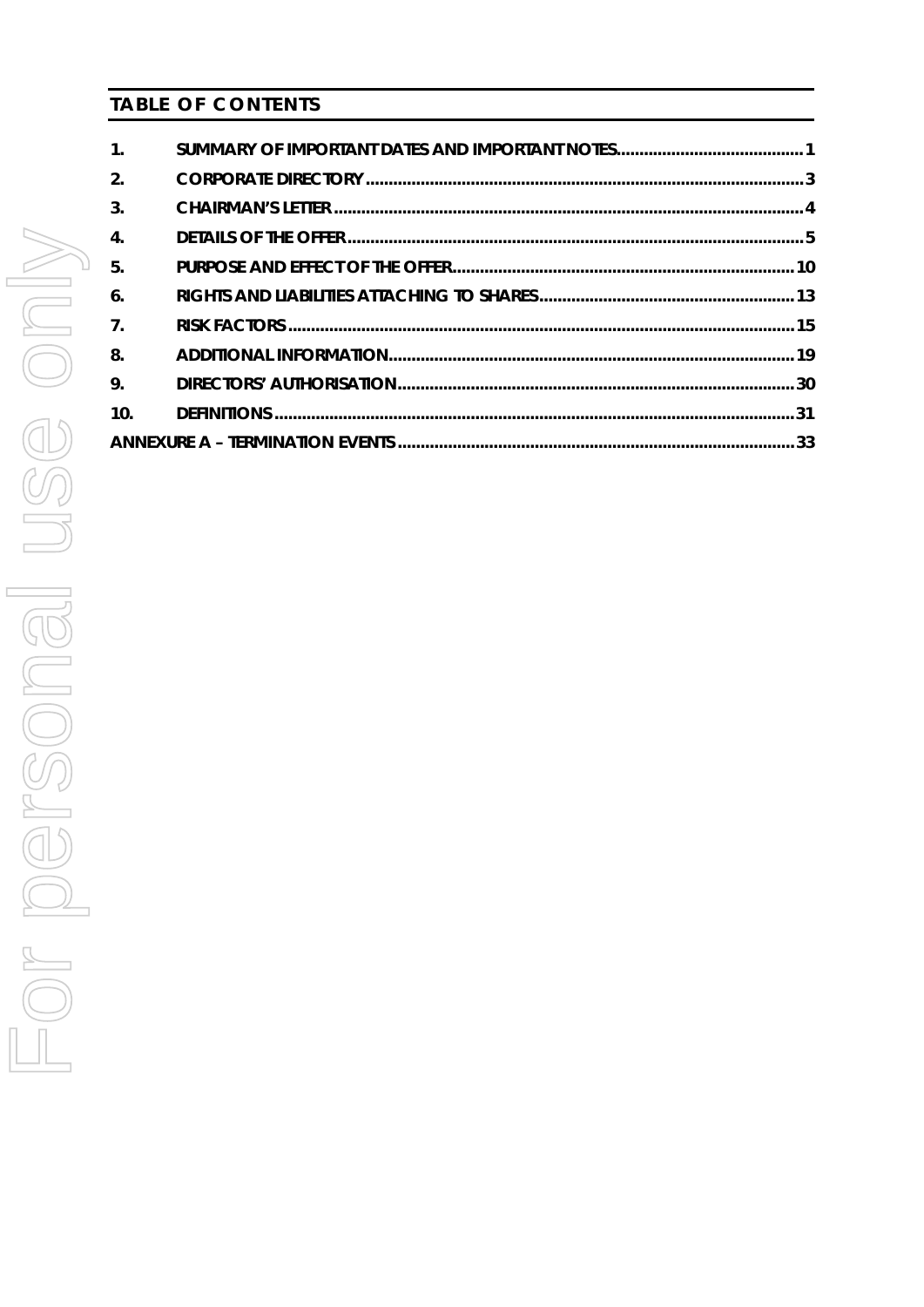## TABLE OF CONTENTS

| | | |
|---|---|---|
| 1. | SUMMARY OF IMPORTANT DATES AND IMPORTANT NOTES | 1 |
| 2. | CORPORATE DIRECTORY | 3 |
| 3. | CHAIRMAN'S LETTER | 4 |
| 4. | DETAILS OF THE OFFER | 5 |
| 5. | PURPOSE AND EFFECT OF THE OFFER | 10 |
| 6. | RIGHTS AND LIABILITIES ATTACHING TO SHARES | 13 |
| 7. | RISK FACTORS | 15 |
| 8. | ADDITIONAL INFORMATION | 19 |
| 9. | DIRECTORS' AUTHORISATION | 30 |
| 10. | DEFINITIONS | 31 |
| | ANNEXURE A – TERMINATION EVENTS | 33 |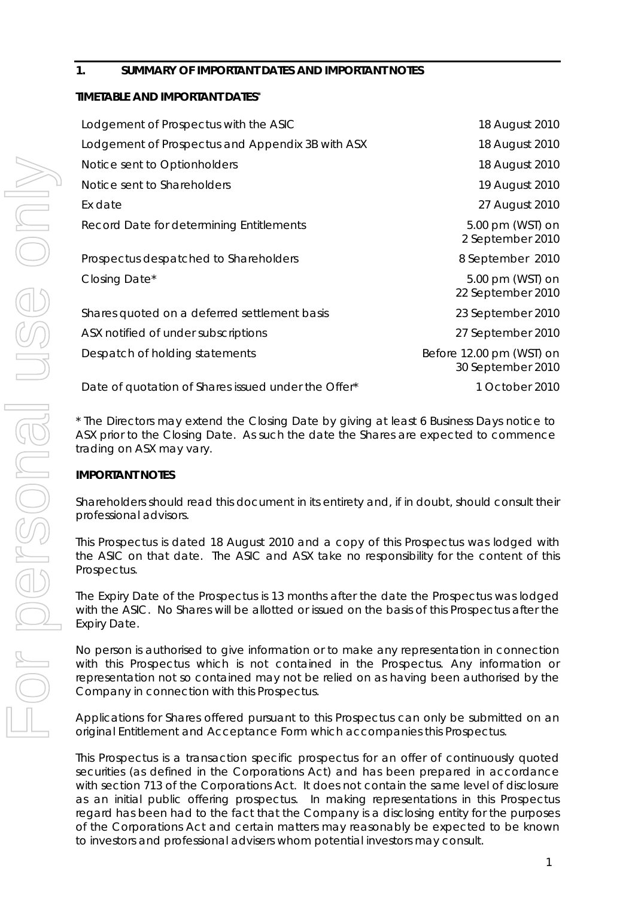## 1. SUMMARY OF IMPORTANT DATES AND IMPORTANT NOTES

### TIMETABLE AND IMPORTANT DATES*

| | |
|---|---|
| Lodgement of Prospectus with the ASIC | 18 August 2010 |
| Lodgement of Prospectus and Appendix 3B with ASX | 18 August 2010 |
| Notice sent to Optionholders | 18 August 2010 |
| Notice sent to Shareholders | 19 August 2010 |
| Ex date | 27 August 2010 |
| Record Date for determining Entitlements | 5.00 pm (WST) on 2 September 2010 |
| Prospectus despatched to Shareholders | 8 September 2010 |
| Closing Date* | 5.00 pm (WST) on 22 September 2010 |
| Shares quoted on a deferred settlement basis | 23 September 2010 |
| ASX notified of under subscriptions | 27 September 2010 |
| Despatch of holding statements | Before 12.00 pm (WST) on 30 September 2010 |
| Date of quotation of Shares issued under the Offer* | 1 October 2010 |

* The Directors may extend the Closing Date by giving at least 6 Business Days notice to ASX prior to the Closing Date. As such the date the Shares are expected to commence trading on ASX may vary.

### IMPORTANT NOTES

Shareholders should read this document in its entirety and, if in doubt, should consult their professional advisors.

This Prospectus is dated 18 August 2010 and a copy of this Prospectus was lodged with the ASIC on that date. The ASIC and ASX take no responsibility for the content of this Prospectus.

The Expiry Date of the Prospectus is 13 months after the date the Prospectus was lodged with the ASIC. No Shares will be allotted or issued on the basis of this Prospectus after the Expiry Date.

No person is authorised to give information or to make any representation in connection with this Prospectus which is not contained in the Prospectus. Any information or representation not so contained may not be relied on as having been authorised by the Company in connection with this Prospectus.

Applications for Shares offered pursuant to this Prospectus can only be submitted on an original Entitlement and Acceptance Form which accompanies this Prospectus.

This Prospectus is a transaction specific prospectus for an offer of continuously quoted securities (as defined in the Corporations Act) and has been prepared in accordance with section 713 of the Corporations Act. It does not contain the same level of disclosure as an initial public offering prospectus. In making representations in this Prospectus regard has been had to the fact that the Company is a disclosing entity for the purposes of the Corporations Act and certain matters may reasonably be expected to be known to investors and professional advisers whom potential investors may consult.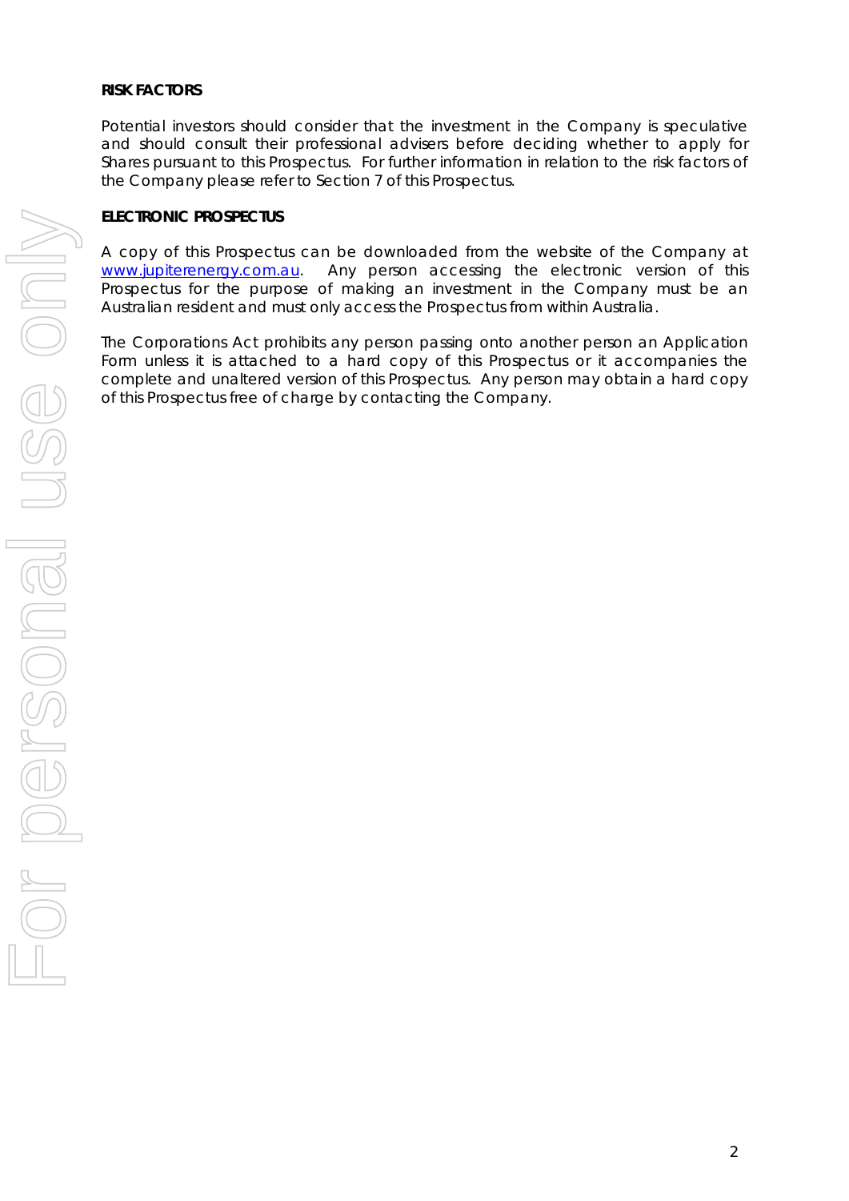**RISK FACTORS**

Potential investors should consider that the investment in the Company is speculative and should consult their professional advisers before deciding whether to apply for Shares pursuant to this Prospectus. For further information in relation to the risk factors of the Company please refer to Section 7 of this Prospectus.

**ELECTRONIC PROSPECTUS**

A copy of this Prospectus can be downloaded from the website of the Company at www.jupiterenergy.com.au. Any person accessing the electronic version of this Prospectus for the purpose of making an investment in the Company must be an Australian resident and must only access the Prospectus from within Australia.

The Corporations Act prohibits any person passing onto another person an Application Form unless it is attached to a hard copy of this Prospectus or it accompanies the complete and unaltered version of this Prospectus. Any person may obtain a hard copy of this Prospectus free of charge by contacting the Company.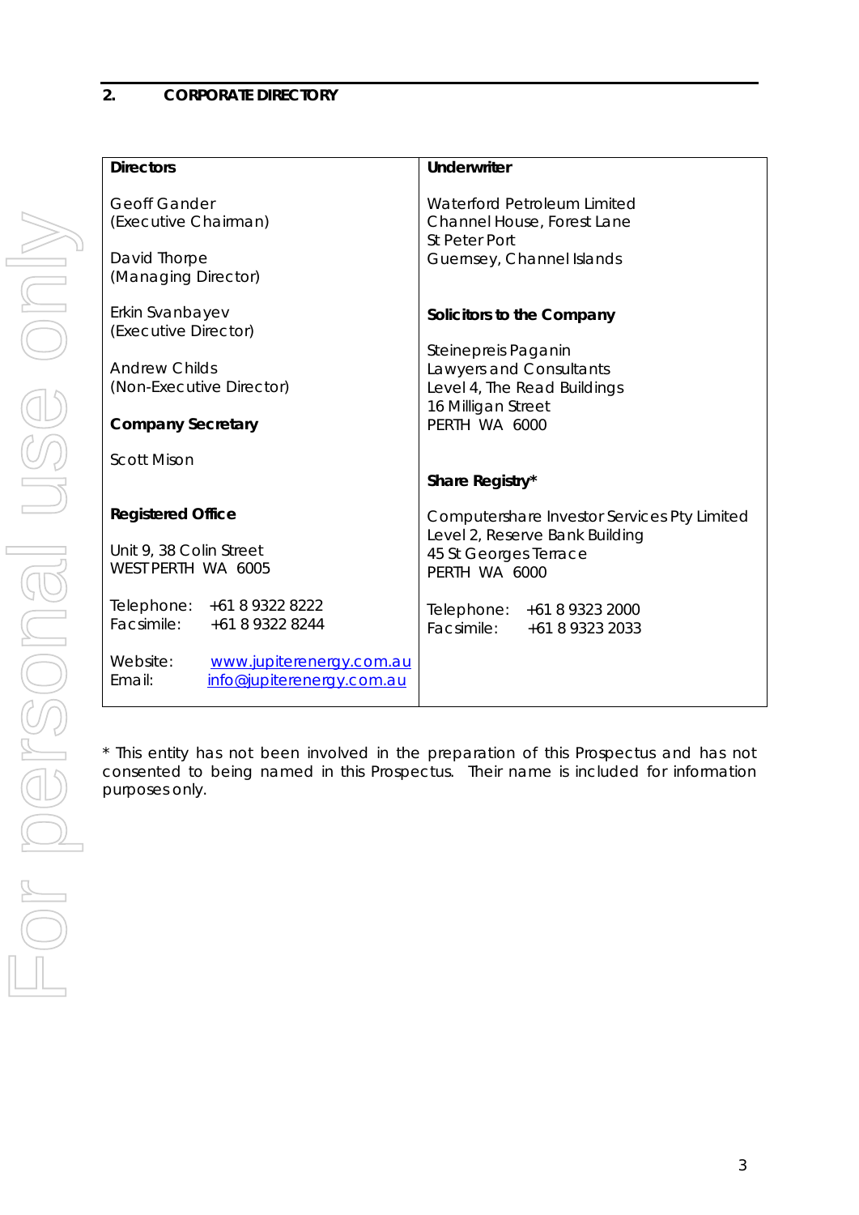## 2. CORPORATE DIRECTORY

| Directors | Underwriter |
|---|---|
| Geoff Gander<br>(Executive Chairman)<br><br>David Thorpe<br>(Managing Director)<br><br>Erkin Svanbayev<br>(Executive Director)<br><br>Andrew Childs<br>(Non-Executive Director)<br><br>**Company Secretary**<br><br>Scott Mison<br><br>**Registered Office**<br><br>Unit 9, 38 Colin Street<br>WEST PERTH WA 6005<br><br>Telephone: +61 8 9322 8222<br>Facsimile: +61 8 9322 8244<br><br>Website: www.jupiterenergy.com.au<br>Email: info@jupiterenergy.com.au | Waterford Petroleum Limited<br>Channel House, Forest Lane<br>St Peter Port<br>Guernsey, Channel Islands<br><br>**Solicitors to the Company**<br><br>Steinepreis Paganin<br>Lawyers and Consultants<br>Level 4, The Read Buildings<br>16 Milligan Street<br>PERTH WA 6000<br><br>**Share Registry***<br><br>Computershare Investor Services Pty Limited<br>Level 2, Reserve Bank Building<br>45 St Georges Terrace<br>PERTH WA 6000<br><br>Telephone: +61 8 9323 2000<br>Facsimile: +61 8 9323 2033 |

* This entity has not been involved in the preparation of this Prospectus and has not consented to being named in this Prospectus. Their name is included for information purposes only.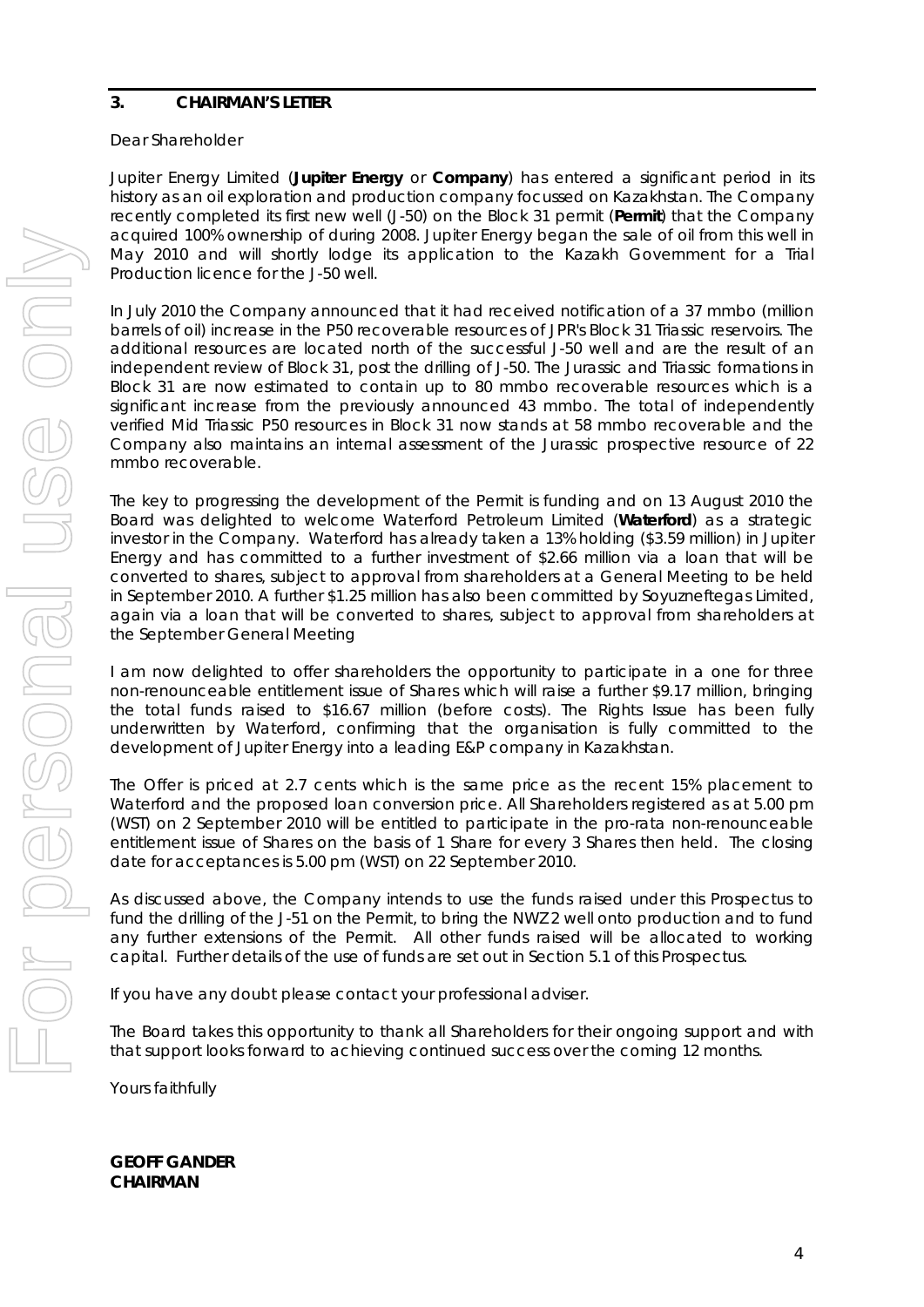## 3. CHAIRMAN'S LETTER

Dear Shareholder

Jupiter Energy Limited (**Jupiter Energy** or **Company**) has entered a significant period in its history as an oil exploration and production company focussed on Kazakhstan. The Company recently completed its first new well (J-50) on the Block 31 permit (**Permit**) that the Company acquired 100% ownership of during 2008. Jupiter Energy began the sale of oil from this well in May 2010 and will shortly lodge its application to the Kazakh Government for a Trial Production licence for the J-50 well.

In July 2010 the Company announced that it had received notification of a 37 mmbo (million barrels of oil) increase in the P50 recoverable resources of JPR's Block 31 Triassic reservoirs. The additional resources are located north of the successful J-50 well and are the result of an independent review of Block 31, post the drilling of J-50. The Jurassic and Triassic formations in Block 31 are now estimated to contain up to 80 mmbo recoverable resources which is a significant increase from the previously announced 43 mmbo. The total of independently verified Mid Triassic P50 resources in Block 31 now stands at 58 mmbo recoverable and the Company also maintains an internal assessment of the Jurassic prospective resource of 22 mmbo recoverable.

The key to progressing the development of the Permit is funding and on 13 August 2010 the Board was delighted to welcome Waterford Petroleum Limited (**Waterford**) as a strategic investor in the Company. Waterford has already taken a 13% holding ($3.59 million) in Jupiter Energy and has committed to a further investment of $2.66 million via a loan that will be converted to shares, subject to approval from shareholders at a General Meeting to be held in September 2010. A further $1.25 million has also been committed by Soyuzneftegas Limited, again via a loan that will be converted to shares, subject to approval from shareholders at the September General Meeting

I am now delighted to offer shareholders the opportunity to participate in a one for three non-renounceable entitlement issue of Shares which will raise a further $9.17 million, bringing the total funds raised to $16.67 million (before costs). The Rights Issue has been fully underwritten by Waterford, confirming that the organisation is fully committed to the development of Jupiter Energy into a leading E&P company in Kazakhstan.

The Offer is priced at 2.7 cents which is the same price as the recent 15% placement to Waterford and the proposed loan conversion price. All Shareholders registered as at 5.00 pm (WST) on 2 September 2010 will be entitled to participate in the pro-rata non-renounceable entitlement issue of Shares on the basis of 1 Share for every 3 Shares then held. The closing date for acceptances is 5.00 pm (WST) on 22 September 2010.

As discussed above, the Company intends to use the funds raised under this Prospectus to fund the drilling of the J-51 on the Permit, to bring the NWZ2 well onto production and to fund any further extensions of the Permit. All other funds raised will be allocated to working capital. Further details of the use of funds are set out in Section 5.1 of this Prospectus.

If you have any doubt please contact your professional adviser.

The Board takes this opportunity to thank all Shareholders for their ongoing support and with that support looks forward to achieving continued success over the coming 12 months.

Yours faithfully

**GEOFF GANDER**
**CHAIRMAN**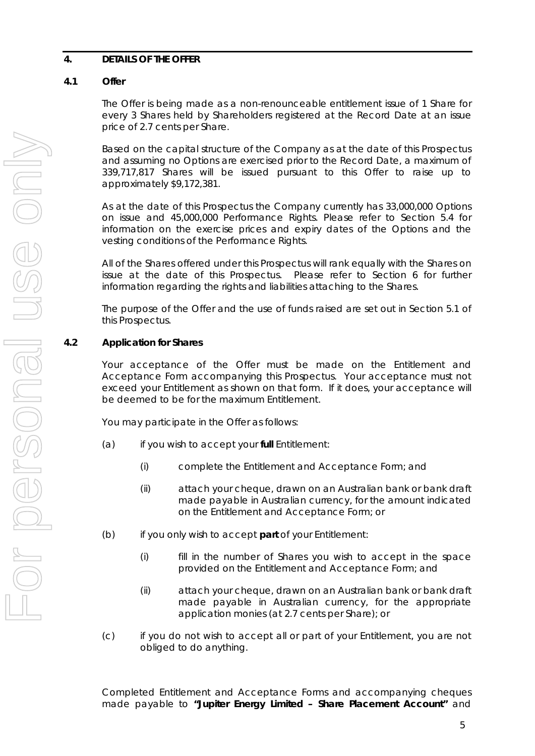## 4. DETAILS OF THE OFFER

### 4.1 Offer

The Offer is being made as a non-renounceable entitlement issue of 1 Share for every 3 Shares held by Shareholders registered at the Record Date at an issue price of 2.7 cents per Share.

Based on the capital structure of the Company as at the date of this Prospectus and assuming no Options are exercised prior to the Record Date, a maximum of 339,717,817 Shares will be issued pursuant to this Offer to raise up to approximately $9,172,381.

As at the date of this Prospectus the Company currently has 33,000,000 Options on issue and 45,000,000 Performance Rights. Please refer to Section 5.4 for information on the exercise prices and expiry dates of the Options and the vesting conditions of the Performance Rights.

All of the Shares offered under this Prospectus will rank equally with the Shares on issue at the date of this Prospectus. Please refer to Section 6 for further information regarding the rights and liabilities attaching to the Shares.

The purpose of the Offer and the use of funds raised are set out in Section 5.1 of this Prospectus.

### 4.2 Application for Shares

Your acceptance of the Offer must be made on the Entitlement and Acceptance Form accompanying this Prospectus. Your acceptance must not exceed your Entitlement as shown on that form. If it does, your acceptance will be deemed to be for the maximum Entitlement.

You may participate in the Offer as follows:

(a) if you wish to accept your **full** Entitlement:

   (i) complete the Entitlement and Acceptance Form; and

   (ii) attach your cheque, drawn on an Australian bank or bank draft made payable in Australian currency, for the amount indicated on the Entitlement and Acceptance Form; or

(b) if you only wish to accept **part** of your Entitlement:

   (i) fill in the number of Shares you wish to accept in the space provided on the Entitlement and Acceptance Form; and

   (ii) attach your cheque, drawn on an Australian bank or bank draft made payable in Australian currency, for the appropriate application monies (at 2.7 cents per Share); or

(c) if you do not wish to accept all or part of your Entitlement, you are not obliged to do anything.

Completed Entitlement and Acceptance Forms and accompanying cheques made payable to **"Jupiter Energy Limited – Share Placement Account"** and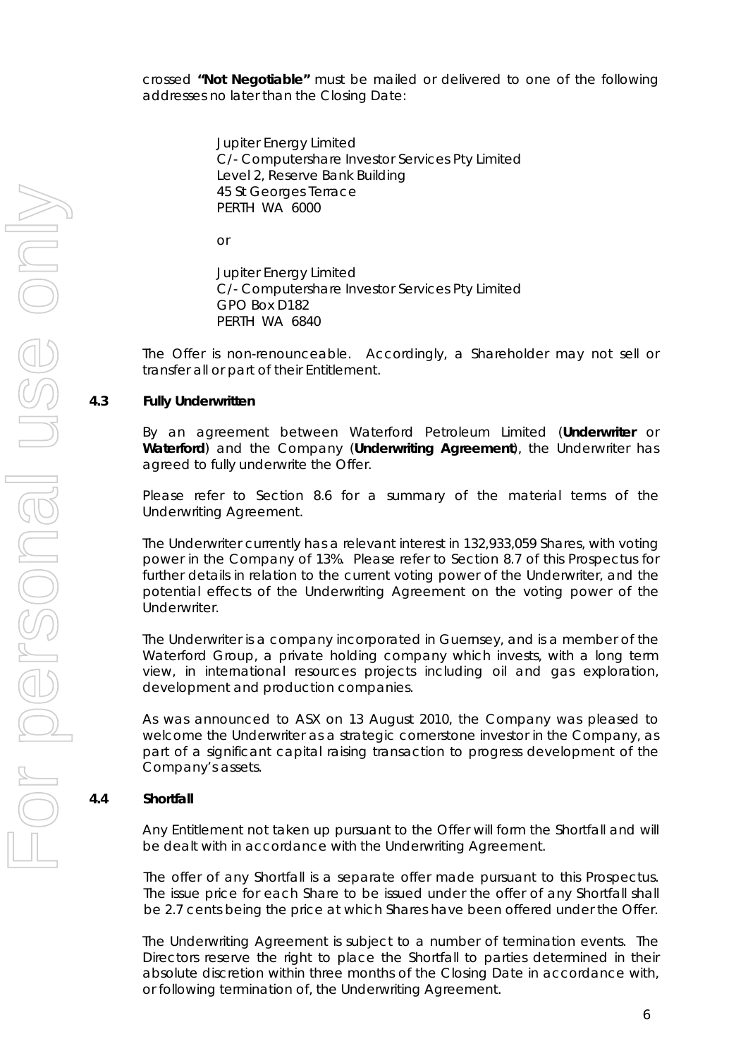crossed **"Not Negotiable"** must be mailed or delivered to one of the following addresses no later than the Closing Date:

Jupiter Energy Limited
C/- Computershare Investor Services Pty Limited
Level 2, Reserve Bank Building
45 St Georges Terrace
PERTH WA 6000

or

Jupiter Energy Limited
C/- Computershare Investor Services Pty Limited
GPO Box D182
PERTH WA 6840

The Offer is non-renounceable. Accordingly, a Shareholder may not sell or transfer all or part of their Entitlement.

### 4.3 Fully Underwritten

By an agreement between Waterford Petroleum Limited (**Underwriter** or **Waterford**) and the Company (**Underwriting Agreement**), the Underwriter has agreed to fully underwrite the Offer.

Please refer to Section 8.6 for a summary of the material terms of the Underwriting Agreement.

The Underwriter currently has a relevant interest in 132,933,059 Shares, with voting power in the Company of 13%. Please refer to Section 8.7 of this Prospectus for further details in relation to the current voting power of the Underwriter, and the potential effects of the Underwriting Agreement on the voting power of the Underwriter.

The Underwriter is a company incorporated in Guernsey, and is a member of the Waterford Group, a private holding company which invests, with a long term view, in international resources projects including oil and gas exploration, development and production companies.

As was announced to ASX on 13 August 2010, the Company was pleased to welcome the Underwriter as a strategic cornerstone investor in the Company, as part of a significant capital raising transaction to progress development of the Company's assets.

### 4.4 Shortfall

Any Entitlement not taken up pursuant to the Offer will form the Shortfall and will be dealt with in accordance with the Underwriting Agreement.

The offer of any Shortfall is a separate offer made pursuant to this Prospectus. The issue price for each Share to be issued under the offer of any Shortfall shall be 2.7 cents being the price at which Shares have been offered under the Offer.

The Underwriting Agreement is subject to a number of termination events. The Directors reserve the right to place the Shortfall to parties determined in their absolute discretion within three months of the Closing Date in accordance with, or following termination of, the Underwriting Agreement.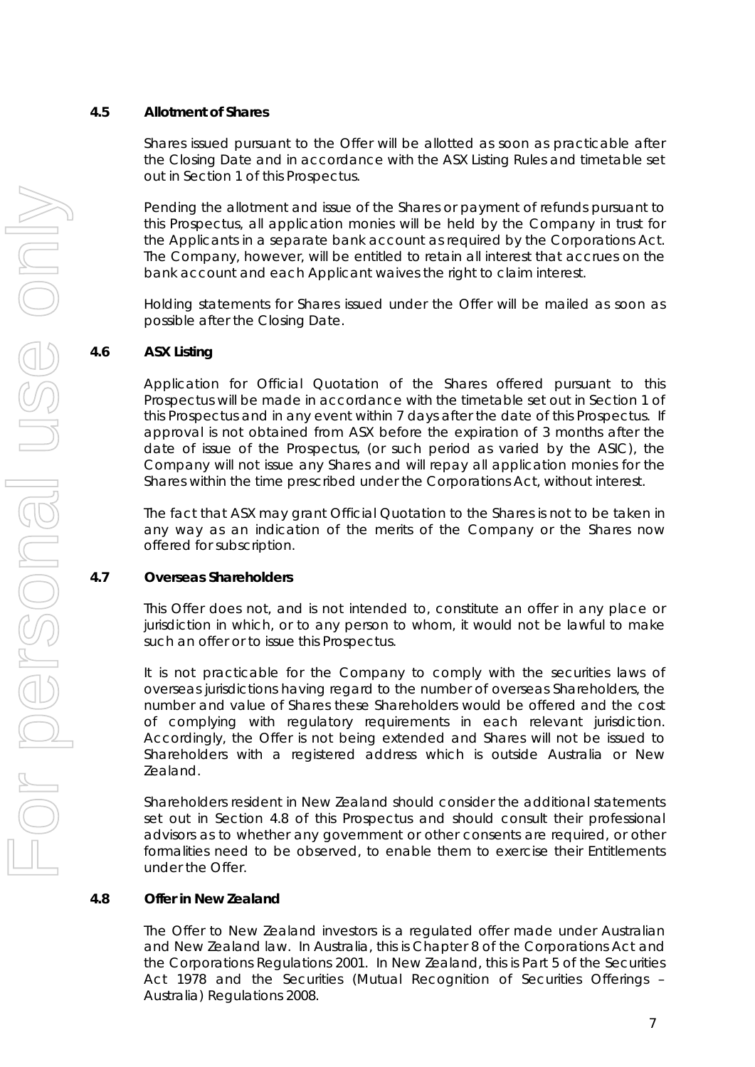### 4.5 Allotment of Shares

Shares issued pursuant to the Offer will be allotted as soon as practicable after the Closing Date and in accordance with the ASX Listing Rules and timetable set out in Section 1 of this Prospectus.

Pending the allotment and issue of the Shares or payment of refunds pursuant to this Prospectus, all application monies will be held by the Company in trust for the Applicants in a separate bank account as required by the Corporations Act. The Company, however, will be entitled to retain all interest that accrues on the bank account and each Applicant waives the right to claim interest.

Holding statements for Shares issued under the Offer will be mailed as soon as possible after the Closing Date.

### 4.6 ASX Listing

Application for Official Quotation of the Shares offered pursuant to this Prospectus will be made in accordance with the timetable set out in Section 1 of this Prospectus and in any event within 7 days after the date of this Prospectus. If approval is not obtained from ASX before the expiration of 3 months after the date of issue of the Prospectus, (or such period as varied by the ASIC), the Company will not issue any Shares and will repay all application monies for the Shares within the time prescribed under the Corporations Act, without interest.

The fact that ASX may grant Official Quotation to the Shares is not to be taken in any way as an indication of the merits of the Company or the Shares now offered for subscription.

### 4.7 Overseas Shareholders

This Offer does not, and is not intended to, constitute an offer in any place or jurisdiction in which, or to any person to whom, it would not be lawful to make such an offer or to issue this Prospectus.

It is not practicable for the Company to comply with the securities laws of overseas jurisdictions having regard to the number of overseas Shareholders, the number and value of Shares these Shareholders would be offered and the cost of complying with regulatory requirements in each relevant jurisdiction. Accordingly, the Offer is not being extended and Shares will not be issued to Shareholders with a registered address which is outside Australia or New Zealand.

Shareholders resident in New Zealand should consider the additional statements set out in Section 4.8 of this Prospectus and should consult their professional advisors as to whether any government or other consents are required, or other formalities need to be observed, to enable them to exercise their Entitlements under the Offer.

### 4.8 Offer in New Zealand

The Offer to New Zealand investors is a regulated offer made under Australian and New Zealand law. In Australia, this is Chapter 8 of the Corporations Act and the Corporations Regulations 2001. In New Zealand, this is Part 5 of the Securities Act 1978 and the Securities (Mutual Recognition of Securities Offerings – Australia) Regulations 2008.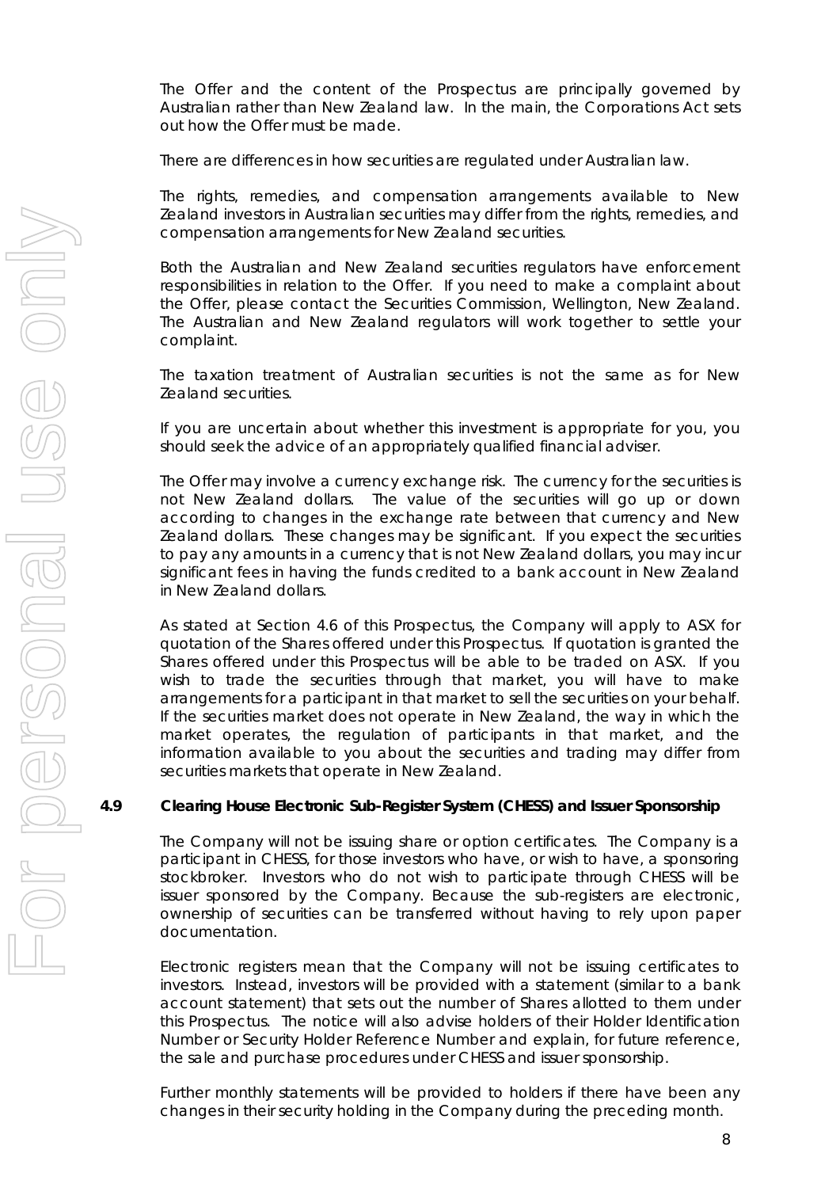The Offer and the content of the Prospectus are principally governed by Australian rather than New Zealand law. In the main, the Corporations Act sets out how the Offer must be made.

There are differences in how securities are regulated under Australian law.

The rights, remedies, and compensation arrangements available to New Zealand investors in Australian securities may differ from the rights, remedies, and compensation arrangements for New Zealand securities.

Both the Australian and New Zealand securities regulators have enforcement responsibilities in relation to the Offer. If you need to make a complaint about the Offer, please contact the Securities Commission, Wellington, New Zealand. The Australian and New Zealand regulators will work together to settle your complaint.

The taxation treatment of Australian securities is not the same as for New Zealand securities.

If you are uncertain about whether this investment is appropriate for you, you should seek the advice of an appropriately qualified financial adviser.

The Offer may involve a currency exchange risk. The currency for the securities is not New Zealand dollars. The value of the securities will go up or down according to changes in the exchange rate between that currency and New Zealand dollars. These changes may be significant. If you expect the securities to pay any amounts in a currency that is not New Zealand dollars, you may incur significant fees in having the funds credited to a bank account in New Zealand in New Zealand dollars.

As stated at Section 4.6 of this Prospectus, the Company will apply to ASX for quotation of the Shares offered under this Prospectus. If quotation is granted the Shares offered under this Prospectus will be able to be traded on ASX. If you wish to trade the securities through that market, you will have to make arrangements for a participant in that market to sell the securities on your behalf. If the securities market does not operate in New Zealand, the way in which the market operates, the regulation of participants in that market, and the information available to you about the securities and trading may differ from securities markets that operate in New Zealand.

### 4.9 Clearing House Electronic Sub-Register System (CHESS) and Issuer Sponsorship

The Company will not be issuing share or option certificates. The Company is a participant in CHESS, for those investors who have, or wish to have, a sponsoring stockbroker. Investors who do not wish to participate through CHESS will be issuer sponsored by the Company. Because the sub-registers are electronic, ownership of securities can be transferred without having to rely upon paper documentation.

Electronic registers mean that the Company will not be issuing certificates to investors. Instead, investors will be provided with a statement (similar to a bank account statement) that sets out the number of Shares allotted to them under this Prospectus. The notice will also advise holders of their Holder Identification Number or Security Holder Reference Number and explain, for future reference, the sale and purchase procedures under CHESS and issuer sponsorship.

Further monthly statements will be provided to holders if there have been any changes in their security holding in the Company during the preceding month.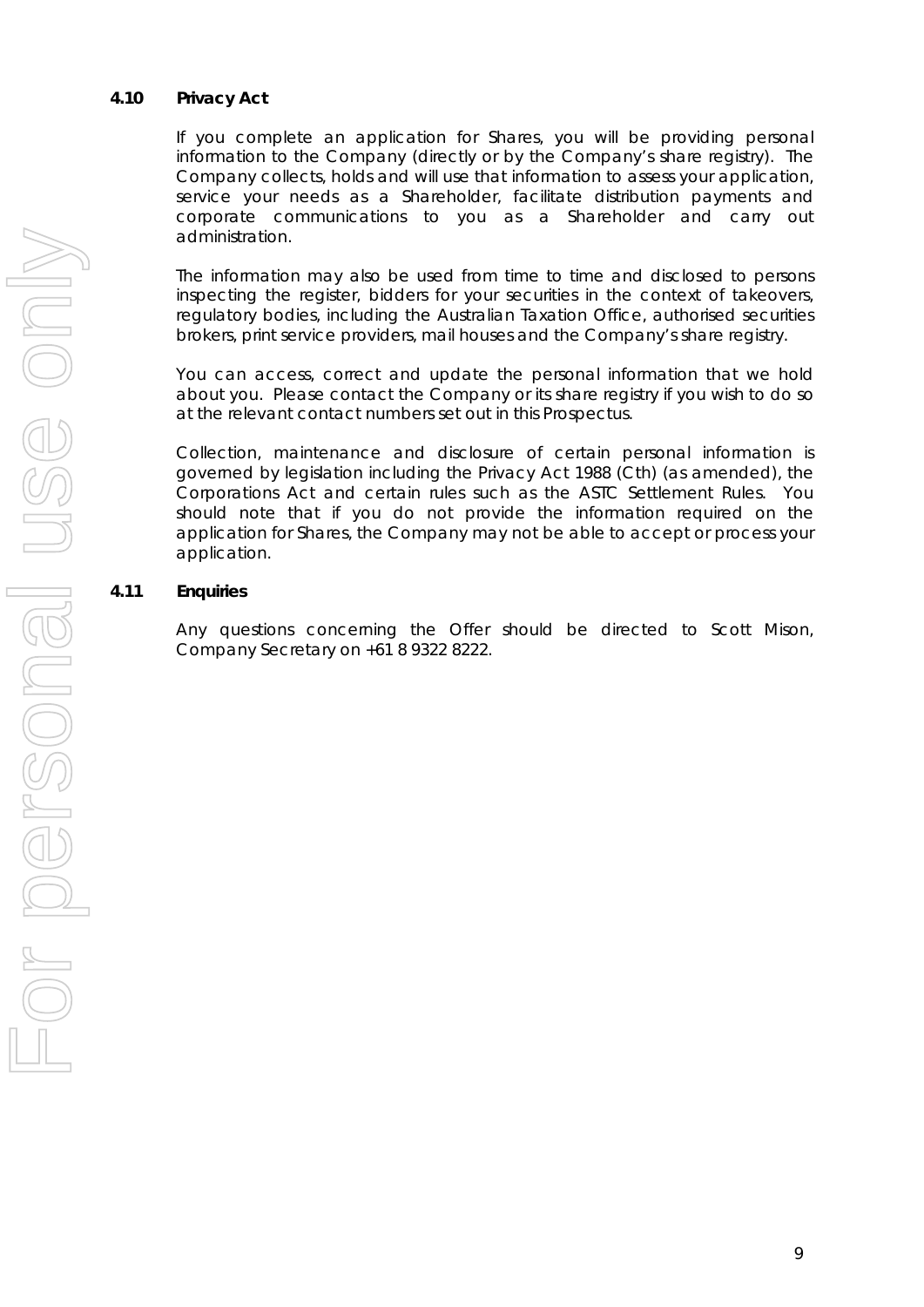### 4.10 Privacy Act

If you complete an application for Shares, you will be providing personal information to the Company (directly or by the Company's share registry). The Company collects, holds and will use that information to assess your application, service your needs as a Shareholder, facilitate distribution payments and corporate communications to you as a Shareholder and carry out administration.

The information may also be used from time to time and disclosed to persons inspecting the register, bidders for your securities in the context of takeovers, regulatory bodies, including the Australian Taxation Office, authorised securities brokers, print service providers, mail houses and the Company's share registry.

You can access, correct and update the personal information that we hold about you. Please contact the Company or its share registry if you wish to do so at the relevant contact numbers set out in this Prospectus.

Collection, maintenance and disclosure of certain personal information is governed by legislation including the Privacy Act 1988 (Cth) (as amended), the Corporations Act and certain rules such as the ASTC Settlement Rules. You should note that if you do not provide the information required on the application for Shares, the Company may not be able to accept or process your application.

### 4.11 Enquiries

Any questions concerning the Offer should be directed to Scott Mison, Company Secretary on +61 8 9322 8222.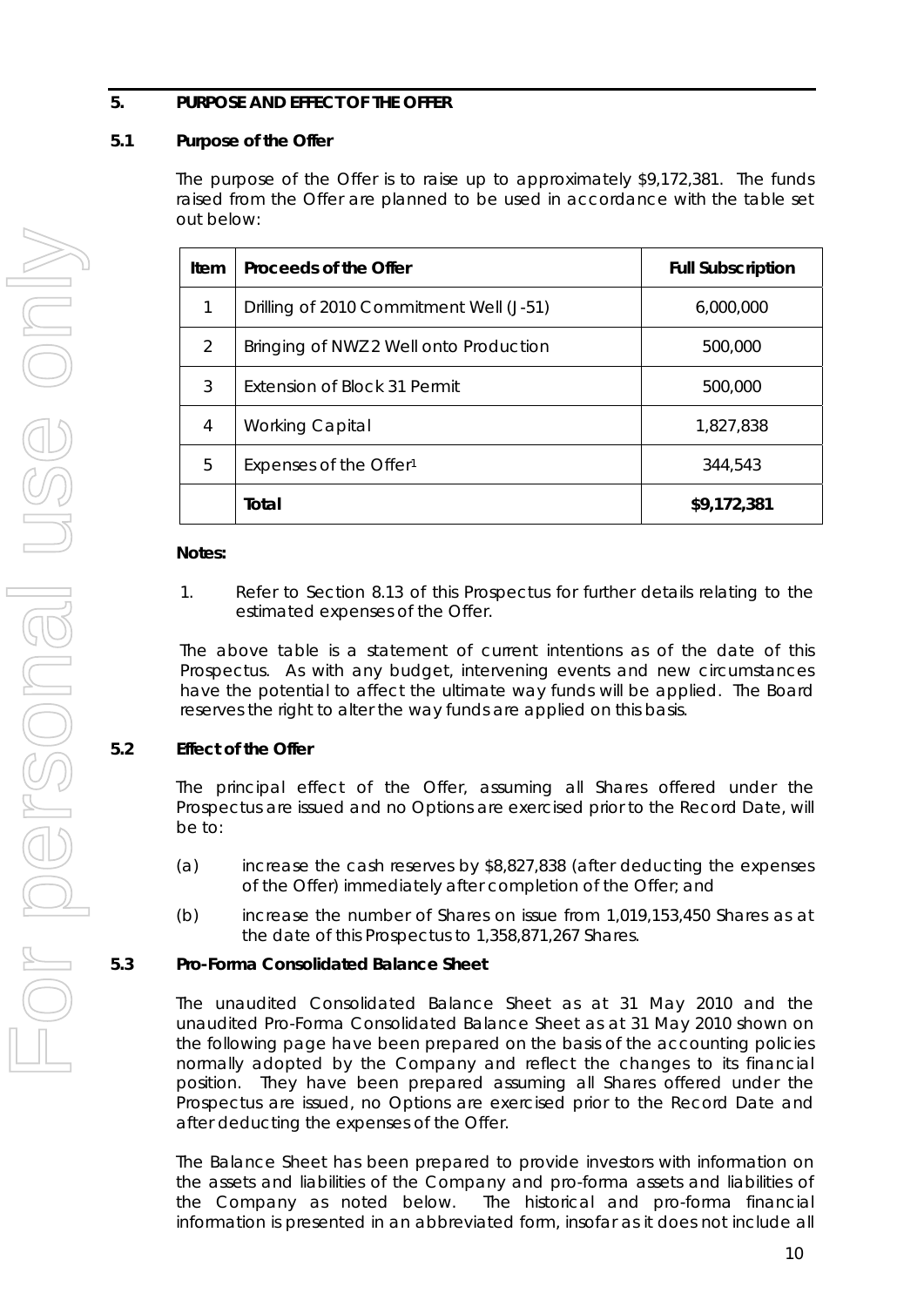## 5. PURPOSE AND EFFECT OF THE OFFER

### 5.1 Purpose of the Offer

The purpose of the Offer is to raise up to approximately $9,172,381. The funds raised from the Offer are planned to be used in accordance with the table set out below:

| Item | Proceeds of the Offer | Full Subscription |
|---|---|---|
| 1 | Drilling of 2010 Commitment Well (J-51) | 6,000,000 |
| 2 | Bringing of NWZ2 Well onto Production | 500,000 |
| 3 | Extension of Block 31 Permit | 500,000 |
| 4 | Working Capital | 1,827,838 |
| 5 | Expenses of the Offer[1] | 344,543 |
| | **Total** | **$9,172,381** |

**Notes:**

1. Refer to Section 8.13 of this Prospectus for further details relating to the estimated expenses of the Offer.

The above table is a statement of current intentions as of the date of this Prospectus. As with any budget, intervening events and new circumstances have the potential to affect the ultimate way funds will be applied. The Board reserves the right to alter the way funds are applied on this basis.

### 5.2 Effect of the Offer

The principal effect of the Offer, assuming all Shares offered under the Prospectus are issued and no Options are exercised prior to the Record Date, will be to:

(a) increase the cash reserves by $8,827,838 (after deducting the expenses of the Offer) immediately after completion of the Offer; and

(b) increase the number of Shares on issue from 1,019,153,450 Shares as at the date of this Prospectus to 1,358,871,267 Shares.

### 5.3 Pro-Forma Consolidated Balance Sheet

The unaudited Consolidated Balance Sheet as at 31 May 2010 and the unaudited Pro-Forma Consolidated Balance Sheet as at 31 May 2010 shown on the following page have been prepared on the basis of the accounting policies normally adopted by the Company and reflect the changes to its financial position. They have been prepared assuming all Shares offered under the Prospectus are issued, no Options are exercised prior to the Record Date and after deducting the expenses of the Offer.

The Balance Sheet has been prepared to provide investors with information on the assets and liabilities of the Company and pro-forma assets and liabilities of the Company as noted below. The historical and pro-forma financial information is presented in an abbreviated form, insofar as it does not include all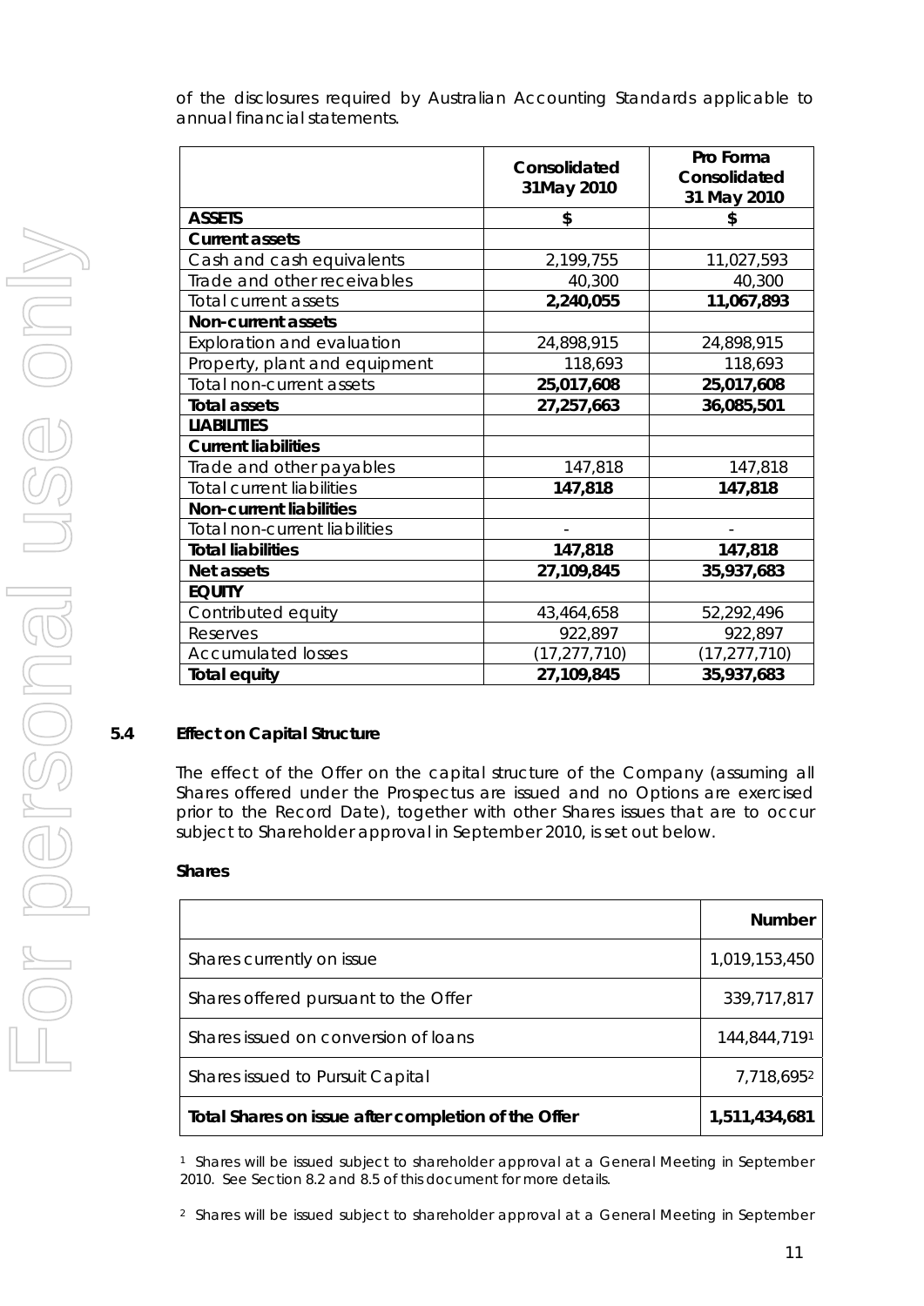of the disclosures required by Australian Accounting Standards applicable to annual financial statements.

| | Consolidated 31May 2010 | Pro Forma Consolidated 31 May 2010 |
|---|---|---|
| **ASSETS** | **$** | **$** |
| **Current assets** | | |
| Cash and cash equivalents | 2,199,755 | 11,027,593 |
| Trade and other receivables | 40,300 | 40,300 |
| Total current assets | **2,240,055** | **11,067,893** |
| **Non-current assets** | | |
| Exploration and evaluation | 24,898,915 | 24,898,915 |
| Property, plant and equipment | 118,693 | 118,693 |
| Total non-current assets | **25,017,608** | **25,017,608** |
| **Total assets** | **27,257,663** | **36,085,501** |
| **LIABILITIES** | | |
| **Current liabilities** | | |
| Trade and other payables | 147,818 | 147,818 |
| Total current liabilities | **147,818** | **147,818** |
| **Non-current liabilities** | | |
| Total non-current liabilities | - | - |
| **Total liabilities** | **147,818** | **147,818** |
| **Net assets** | **27,109,845** | **35,937,683** |
| **EQUITY** | | |
| Contributed equity | 43,464,658 | 52,292,496 |
| Reserves | 922,897 | 922,897 |
| Accumulated losses | (17,277,710) | (17,277,710) |
| **Total equity** | **27,109,845** | **35,937,683** |

## 5.4 Effect on Capital Structure

The effect of the Offer on the capital structure of the Company (assuming all Shares offered under the Prospectus are issued and no Options are exercised prior to the Record Date), together with other Shares issues that are to occur subject to Shareholder approval in September 2010, is set out below.

**Shares**

| | **Number** |
|---|---|
| Shares currently on issue | 1,019,153,450 |
| Shares offered pursuant to the Offer | 339,717,817 |
| Shares issued on conversion of loans | 144,844,719[1] |
| Shares issued to Pursuit Capital | 7,718,695[2] |
| **Total Shares on issue after completion of the Offer** | **1,511,434,681** |

[1] Shares will be issued subject to shareholder approval at a General Meeting in September 2010. See Section 8.2 and 8.5 of this document for more details.

[2] Shares will be issued subject to shareholder approval at a General Meeting in September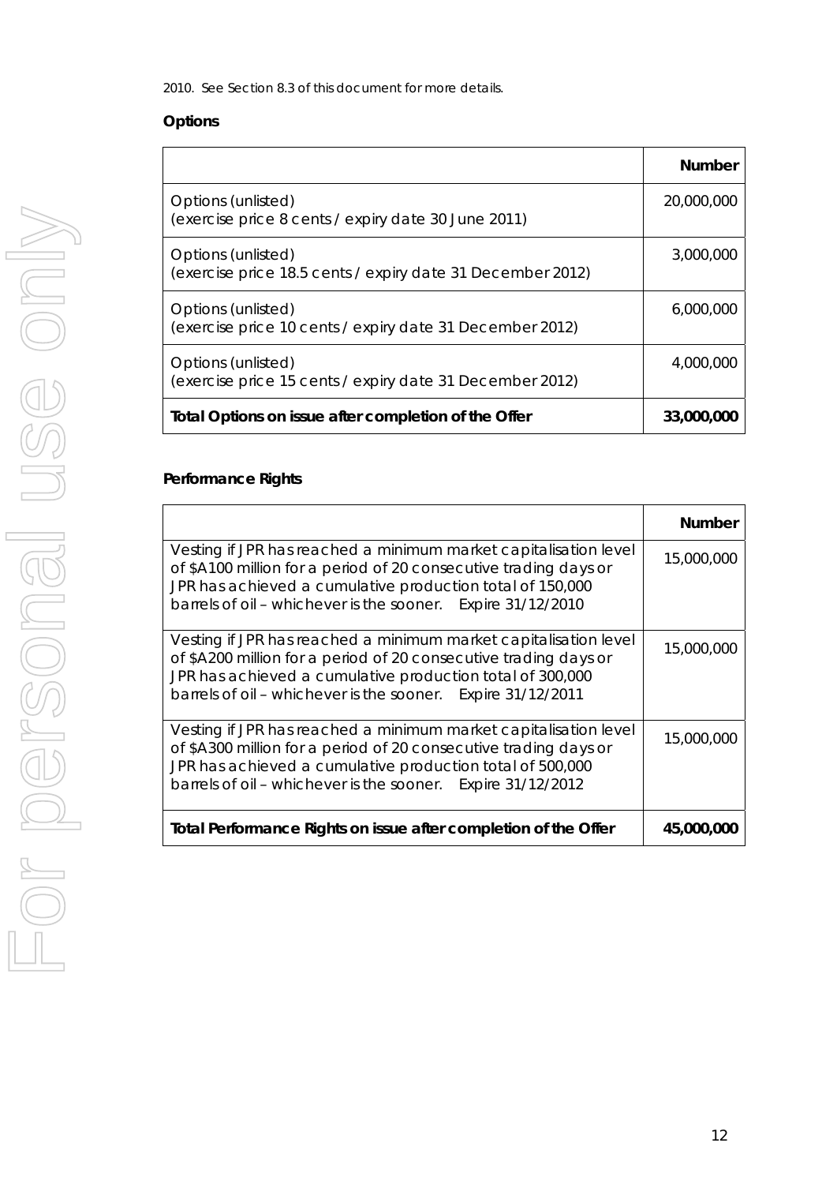2010. See Section 8.3 of this document for more details.

**Options**

| | Number |
|---|---|
| Options (unlisted)<br>(exercise price 8 cents / expiry date 30 June 2011) | 20,000,000 |
| Options (unlisted)<br>(exercise price 18.5 cents / expiry date 31 December 2012) | 3,000,000 |
| Options (unlisted)<br>(exercise price 10 cents / expiry date 31 December 2012) | 6,000,000 |
| Options (unlisted)<br>(exercise price 15 cents / expiry date 31 December 2012) | 4,000,000 |
| **Total Options on issue after completion of the Offer** | **33,000,000** |

**Performance Rights**

| | Number |
|---|---|
| Vesting if JPR has reached a minimum market capitalisation level of $A100 million for a period of 20 consecutive trading days or JPR has achieved a cumulative production total of 150,000 barrels of oil – whichever is the sooner. Expire 31/12/2010 | 15,000,000 |
| Vesting if JPR has reached a minimum market capitalisation level of $A200 million for a period of 20 consecutive trading days or JPR has achieved a cumulative production total of 300,000 barrels of oil – whichever is the sooner. Expire 31/12/2011 | 15,000,000 |
| Vesting if JPR has reached a minimum market capitalisation level of $A300 million for a period of 20 consecutive trading days or JPR has achieved a cumulative production total of 500,000 barrels of oil – whichever is the sooner. Expire 31/12/2012 | 15,000,000 |
| **Total Performance Rights on issue after completion of the Offer** | **45,000,000** |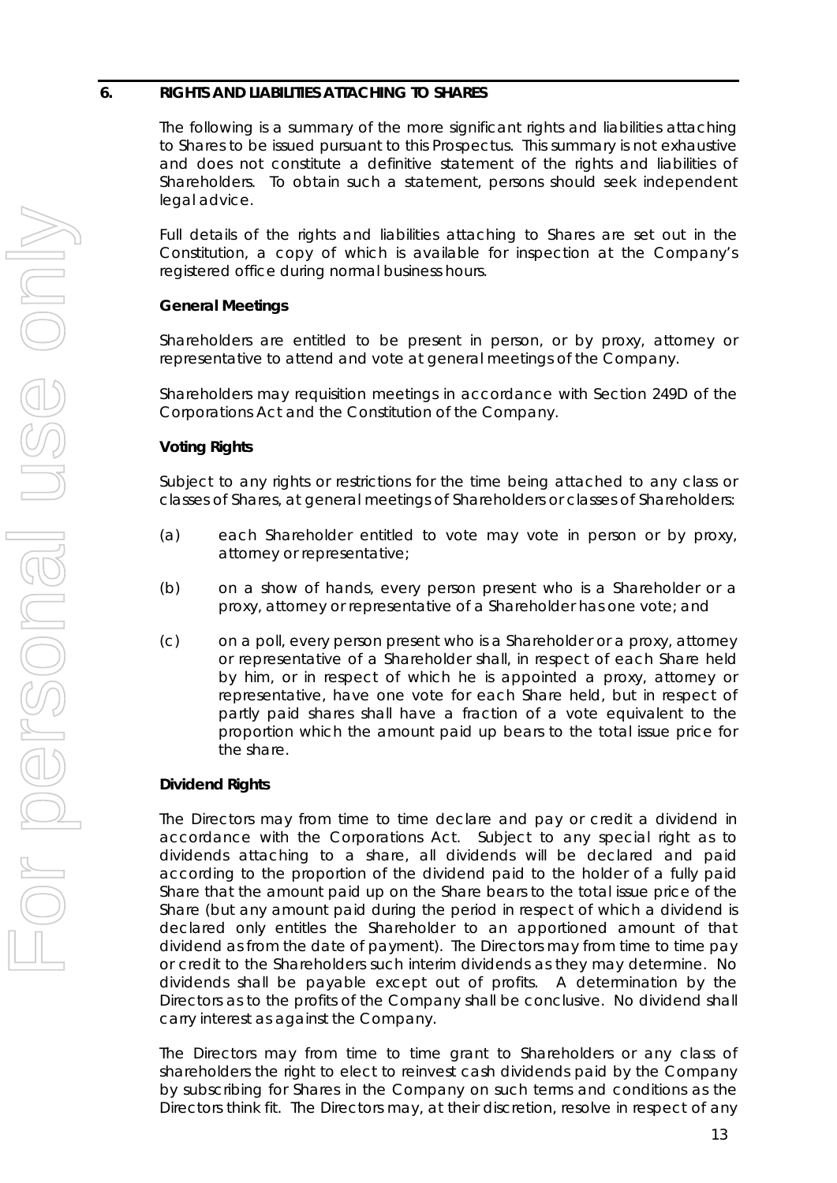## 6. RIGHTS AND LIABILITIES ATTACHING TO SHARES

The following is a summary of the more significant rights and liabilities attaching to Shares to be issued pursuant to this Prospectus. This summary is not exhaustive and does not constitute a definitive statement of the rights and liabilities of Shareholders. To obtain such a statement, persons should seek independent legal advice.

Full details of the rights and liabilities attaching to Shares are set out in the Constitution, a copy of which is available for inspection at the Company's registered office during normal business hours.

**General Meetings**

Shareholders are entitled to be present in person, or by proxy, attorney or representative to attend and vote at general meetings of the Company.

Shareholders may requisition meetings in accordance with Section 249D of the Corporations Act and the Constitution of the Company.

**Voting Rights**

Subject to any rights or restrictions for the time being attached to any class or classes of Shares, at general meetings of Shareholders or classes of Shareholders:

(a) each Shareholder entitled to vote may vote in person or by proxy, attorney or representative;

(b) on a show of hands, every person present who is a Shareholder or a proxy, attorney or representative of a Shareholder has one vote; and

(c) on a poll, every person present who is a Shareholder or a proxy, attorney or representative of a Shareholder shall, in respect of each Share held by him, or in respect of which he is appointed a proxy, attorney or representative, have one vote for each Share held, but in respect of partly paid shares shall have a fraction of a vote equivalent to the proportion which the amount paid up bears to the total issue price for the share.

**Dividend Rights**

The Directors may from time to time declare and pay or credit a dividend in accordance with the Corporations Act. Subject to any special right as to dividends attaching to a share, all dividends will be declared and paid according to the proportion of the dividend paid to the holder of a fully paid Share that the amount paid up on the Share bears to the total issue price of the Share (but any amount paid during the period in respect of which a dividend is declared only entitles the Shareholder to an apportioned amount of that dividend as from the date of payment). The Directors may from time to time pay or credit to the Shareholders such interim dividends as they may determine. No dividends shall be payable except out of profits. A determination by the Directors as to the profits of the Company shall be conclusive. No dividend shall carry interest as against the Company.

The Directors may from time to time grant to Shareholders or any class of shareholders the right to elect to reinvest cash dividends paid by the Company by subscribing for Shares in the Company on such terms and conditions as the Directors think fit. The Directors may, at their discretion, resolve in respect of any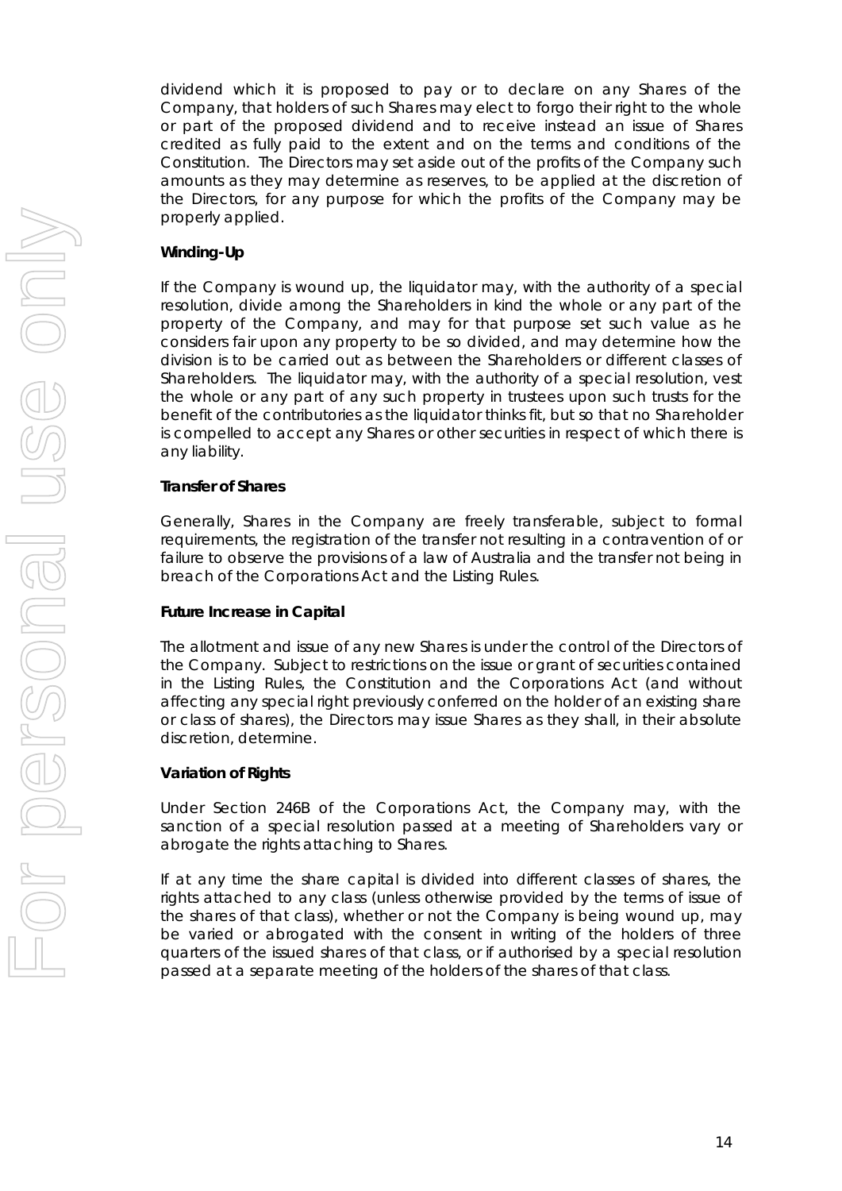dividend which it is proposed to pay or to declare on any Shares of the Company, that holders of such Shares may elect to forgo their right to the whole or part of the proposed dividend and to receive instead an issue of Shares credited as fully paid to the extent and on the terms and conditions of the Constitution. The Directors may set aside out of the profits of the Company such amounts as they may determine as reserves, to be applied at the discretion of the Directors, for any purpose for which the profits of the Company may be properly applied.

**Winding-Up**

If the Company is wound up, the liquidator may, with the authority of a special resolution, divide among the Shareholders in kind the whole or any part of the property of the Company, and may for that purpose set such value as he considers fair upon any property to be so divided, and may determine how the division is to be carried out as between the Shareholders or different classes of Shareholders. The liquidator may, with the authority of a special resolution, vest the whole or any part of any such property in trustees upon such trusts for the benefit of the contributories as the liquidator thinks fit, but so that no Shareholder is compelled to accept any Shares or other securities in respect of which there is any liability.

**Transfer of Shares**

Generally, Shares in the Company are freely transferable, subject to formal requirements, the registration of the transfer not resulting in a contravention of or failure to observe the provisions of a law of Australia and the transfer not being in breach of the Corporations Act and the Listing Rules.

**Future Increase in Capital**

The allotment and issue of any new Shares is under the control of the Directors of the Company. Subject to restrictions on the issue or grant of securities contained in the Listing Rules, the Constitution and the Corporations Act (and without affecting any special right previously conferred on the holder of an existing share or class of shares), the Directors may issue Shares as they shall, in their absolute discretion, determine.

**Variation of Rights**

Under Section 246B of the Corporations Act, the Company may, with the sanction of a special resolution passed at a meeting of Shareholders vary or abrogate the rights attaching to Shares.

If at any time the share capital is divided into different classes of shares, the rights attached to any class (unless otherwise provided by the terms of issue of the shares of that class), whether or not the Company is being wound up, may be varied or abrogated with the consent in writing of the holders of three quarters of the issued shares of that class, or if authorised by a special resolution passed at a separate meeting of the holders of the shares of that class.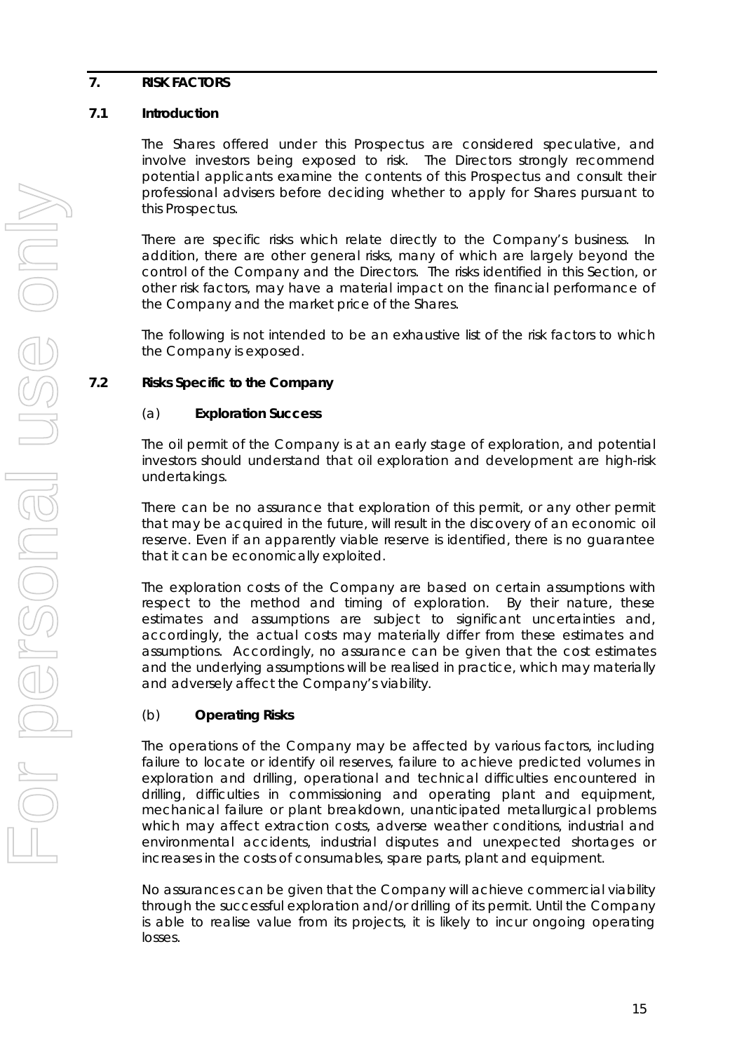## 7. RISK FACTORS

### 7.1 Introduction

The Shares offered under this Prospectus are considered speculative, and involve investors being exposed to risk. The Directors strongly recommend potential applicants examine the contents of this Prospectus and consult their professional advisers before deciding whether to apply for Shares pursuant to this Prospectus.

There are specific risks which relate directly to the Company's business. In addition, there are other general risks, many of which are largely beyond the control of the Company and the Directors. The risks identified in this Section, or other risk factors, may have a material impact on the financial performance of the Company and the market price of the Shares.

The following is not intended to be an exhaustive list of the risk factors to which the Company is exposed.

### 7.2 Risks Specific to the Company

(a) **Exploration Success**

The oil permit of the Company is at an early stage of exploration, and potential investors should understand that oil exploration and development are high-risk undertakings.

There can be no assurance that exploration of this permit, or any other permit that may be acquired in the future, will result in the discovery of an economic oil reserve. Even if an apparently viable reserve is identified, there is no guarantee that it can be economically exploited.

The exploration costs of the Company are based on certain assumptions with respect to the method and timing of exploration. By their nature, these estimates and assumptions are subject to significant uncertainties and, accordingly, the actual costs may materially differ from these estimates and assumptions. Accordingly, no assurance can be given that the cost estimates and the underlying assumptions will be realised in practice, which may materially and adversely affect the Company's viability.

(b) **Operating Risks**

The operations of the Company may be affected by various factors, including failure to locate or identify oil reserves, failure to achieve predicted volumes in exploration and drilling, operational and technical difficulties encountered in drilling, difficulties in commissioning and operating plant and equipment, mechanical failure or plant breakdown, unanticipated metallurgical problems which may affect extraction costs, adverse weather conditions, industrial and environmental accidents, industrial disputes and unexpected shortages or increases in the costs of consumables, spare parts, plant and equipment.

No assurances can be given that the Company will achieve commercial viability through the successful exploration and/or drilling of its permit. Until the Company is able to realise value from its projects, it is likely to incur ongoing operating losses.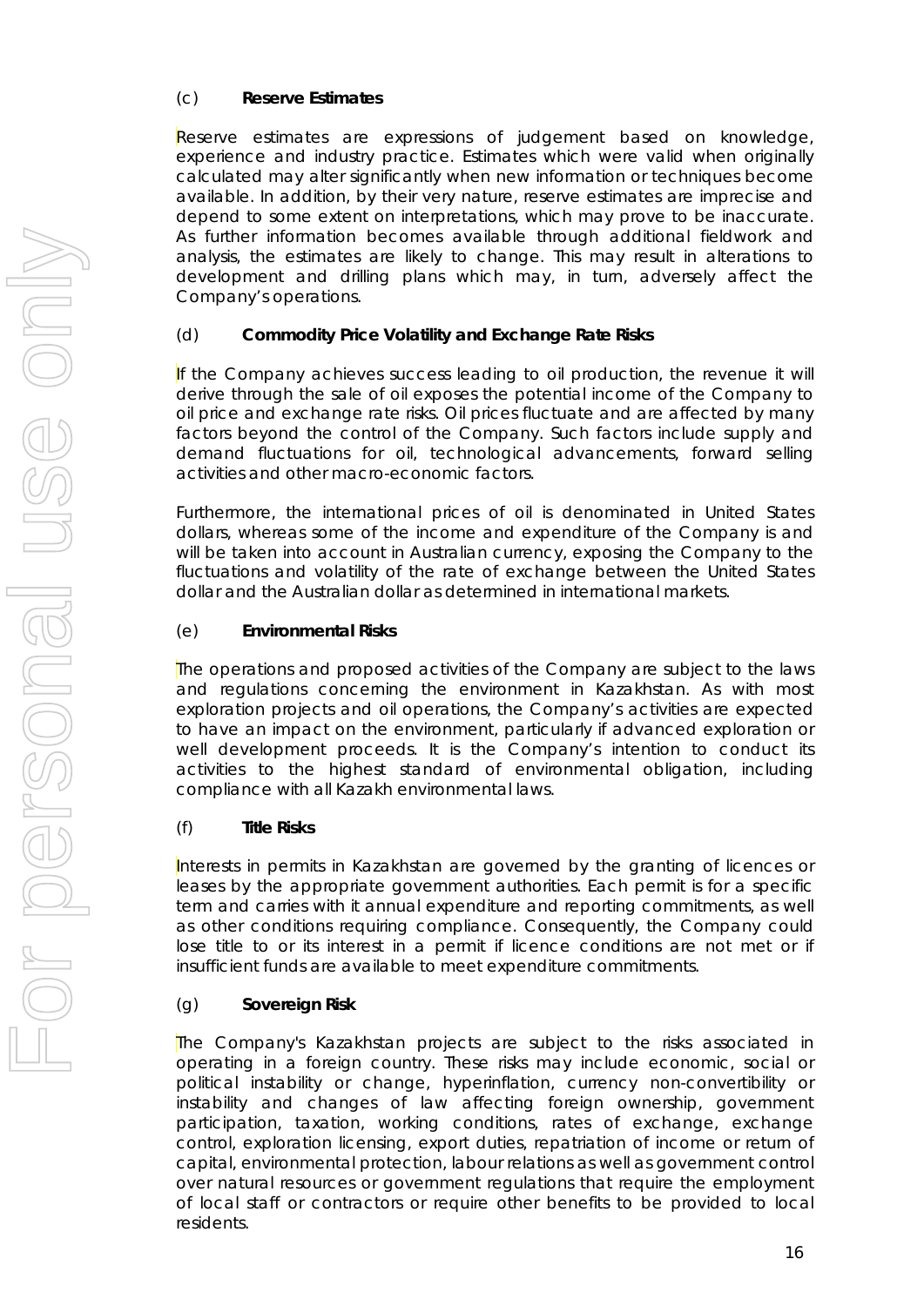(c) **Reserve Estimates**

Reserve estimates are expressions of judgement based on knowledge, experience and industry practice. Estimates which were valid when originally calculated may alter significantly when new information or techniques become available. In addition, by their very nature, reserve estimates are imprecise and depend to some extent on interpretations, which may prove to be inaccurate. As further information becomes available through additional fieldwork and analysis, the estimates are likely to change. This may result in alterations to development and drilling plans which may, in turn, adversely affect the Company's operations.

(d) **Commodity Price Volatility and Exchange Rate Risks**

If the Company achieves success leading to oil production, the revenue it will derive through the sale of oil exposes the potential income of the Company to oil price and exchange rate risks. Oil prices fluctuate and are affected by many factors beyond the control of the Company. Such factors include supply and demand fluctuations for oil, technological advancements, forward selling activities and other macro-economic factors.

Furthermore, the international prices of oil is denominated in United States dollars, whereas some of the income and expenditure of the Company is and will be taken into account in Australian currency, exposing the Company to the fluctuations and volatility of the rate of exchange between the United States dollar and the Australian dollar as determined in international markets.

(e) **Environmental Risks**

The operations and proposed activities of the Company are subject to the laws and regulations concerning the environment in Kazakhstan. As with most exploration projects and oil operations, the Company's activities are expected to have an impact on the environment, particularly if advanced exploration or well development proceeds. It is the Company's intention to conduct its activities to the highest standard of environmental obligation, including compliance with all Kazakh environmental laws.

(f) **Title Risks**

Interests in permits in Kazakhstan are governed by the granting of licences or leases by the appropriate government authorities. Each permit is for a specific term and carries with it annual expenditure and reporting commitments, as well as other conditions requiring compliance. Consequently, the Company could lose title to or its interest in a permit if licence conditions are not met or if insufficient funds are available to meet expenditure commitments.

(g) **Sovereign Risk**

The Company's Kazakhstan projects are subject to the risks associated in operating in a foreign country. These risks may include economic, social or political instability or change, hyperinflation, currency non-convertibility or instability and changes of law affecting foreign ownership, government participation, taxation, working conditions, rates of exchange, exchange control, exploration licensing, export duties, repatriation of income or return of capital, environmental protection, labour relations as well as government control over natural resources or government regulations that require the employment of local staff or contractors or require other benefits to be provided to local residents.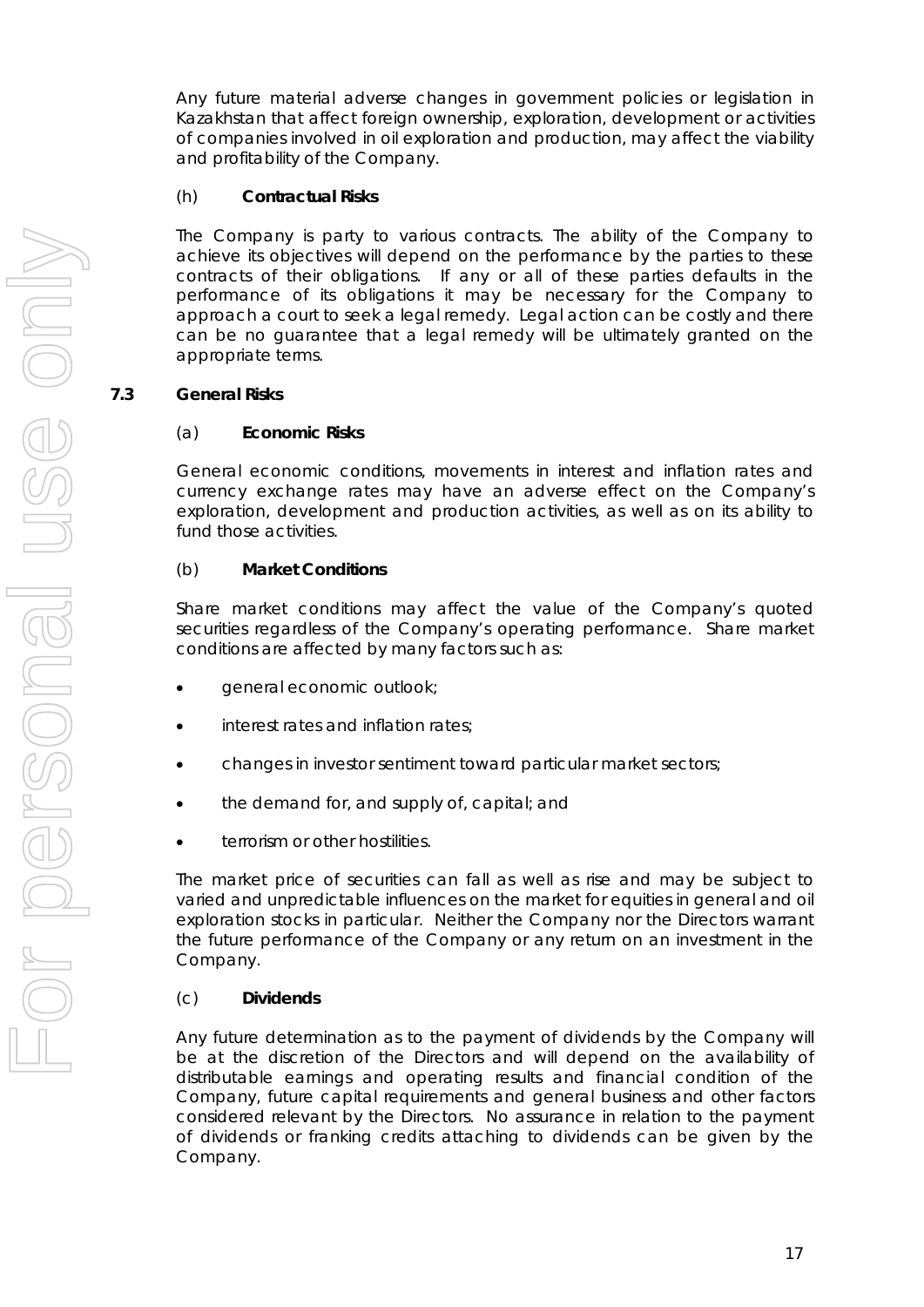Any future material adverse changes in government policies or legislation in Kazakhstan that affect foreign ownership, exploration, development or activities of companies involved in oil exploration and production, may affect the viability and profitability of the Company.

(h) **Contractual Risks**

The Company is party to various contracts. The ability of the Company to achieve its objectives will depend on the performance by the parties to these contracts of their obligations. If any or all of these parties defaults in the performance of its obligations it may be necessary for the Company to approach a court to seek a legal remedy. Legal action can be costly and there can be no guarantee that a legal remedy will be ultimately granted on the appropriate terms.

**7.3 General Risks**

(a) **Economic Risks**

General economic conditions, movements in interest and inflation rates and currency exchange rates may have an adverse effect on the Company's exploration, development and production activities, as well as on its ability to fund those activities.

(b) **Market Conditions**

Share market conditions may affect the value of the Company's quoted securities regardless of the Company's operating performance. Share market conditions are affected by many factors such as:

- general economic outlook;
- interest rates and inflation rates;
- changes in investor sentiment toward particular market sectors;
- the demand for, and supply of, capital; and
- terrorism or other hostilities.

The market price of securities can fall as well as rise and may be subject to varied and unpredictable influences on the market for equities in general and oil exploration stocks in particular. Neither the Company nor the Directors warrant the future performance of the Company or any return on an investment in the Company.

(c) **Dividends**

Any future determination as to the payment of dividends by the Company will be at the discretion of the Directors and will depend on the availability of distributable earnings and operating results and financial condition of the Company, future capital requirements and general business and other factors considered relevant by the Directors. No assurance in relation to the payment of dividends or franking credits attaching to dividends can be given by the Company.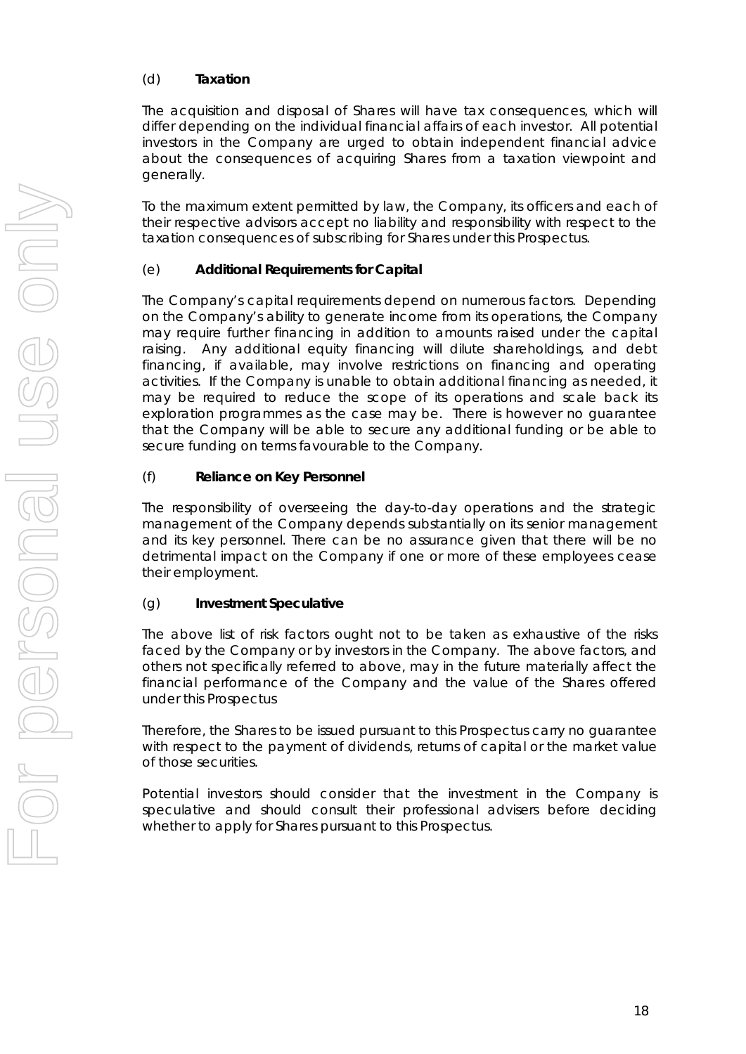(d) **Taxation**

The acquisition and disposal of Shares will have tax consequences, which will differ depending on the individual financial affairs of each investor. All potential investors in the Company are urged to obtain independent financial advice about the consequences of acquiring Shares from a taxation viewpoint and generally.

To the maximum extent permitted by law, the Company, its officers and each of their respective advisors accept no liability and responsibility with respect to the taxation consequences of subscribing for Shares under this Prospectus.

(e) **Additional Requirements for Capital**

The Company's capital requirements depend on numerous factors. Depending on the Company's ability to generate income from its operations, the Company may require further financing in addition to amounts raised under the capital raising. Any additional equity financing will dilute shareholdings, and debt financing, if available, may involve restrictions on financing and operating activities. If the Company is unable to obtain additional financing as needed, it may be required to reduce the scope of its operations and scale back its exploration programmes as the case may be. There is however no guarantee that the Company will be able to secure any additional funding or be able to secure funding on terms favourable to the Company.

(f) **Reliance on Key Personnel**

The responsibility of overseeing the day-to-day operations and the strategic management of the Company depends substantially on its senior management and its key personnel. There can be no assurance given that there will be no detrimental impact on the Company if one or more of these employees cease their employment.

(g) **Investment Speculative**

The above list of risk factors ought not to be taken as exhaustive of the risks faced by the Company or by investors in the Company. The above factors, and others not specifically referred to above, may in the future materially affect the financial performance of the Company and the value of the Shares offered under this Prospectus

Therefore, the Shares to be issued pursuant to this Prospectus carry no guarantee with respect to the payment of dividends, returns of capital or the market value of those securities.

Potential investors should consider that the investment in the Company is speculative and should consult their professional advisers before deciding whether to apply for Shares pursuant to this Prospectus.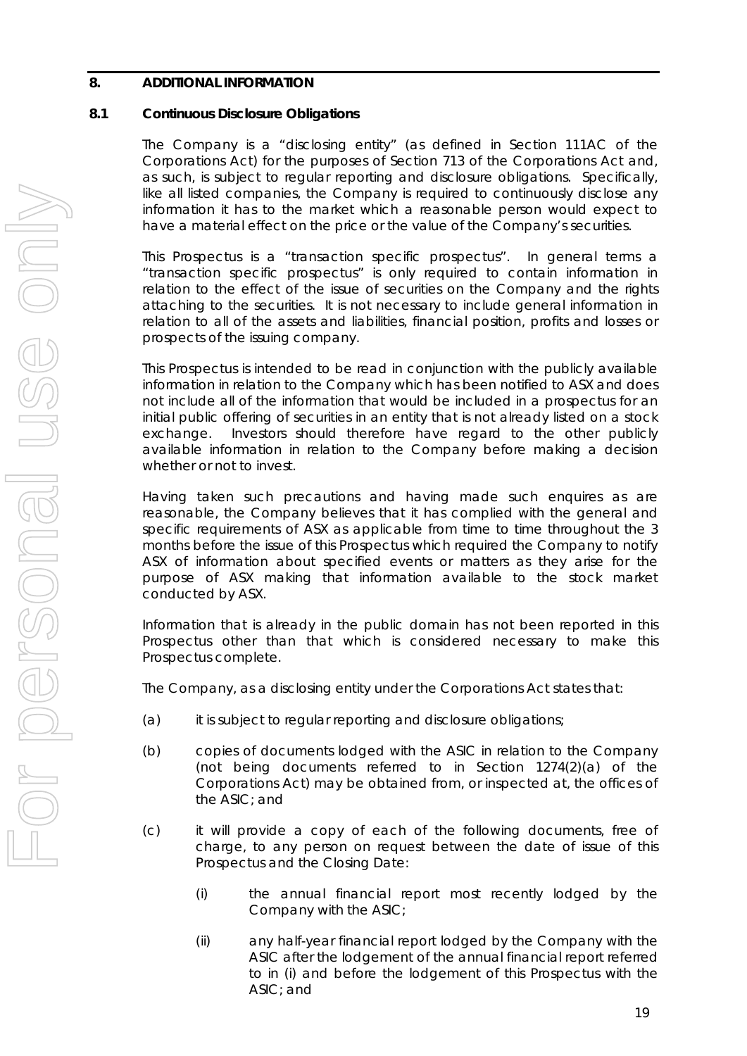## 8. ADDITIONAL INFORMATION

### 8.1 Continuous Disclosure Obligations

The Company is a "disclosing entity" (as defined in Section 111AC of the Corporations Act) for the purposes of Section 713 of the Corporations Act and, as such, is subject to regular reporting and disclosure obligations. Specifically, like all listed companies, the Company is required to continuously disclose any information it has to the market which a reasonable person would expect to have a material effect on the price or the value of the Company's securities.

This Prospectus is a "transaction specific prospectus". In general terms a "transaction specific prospectus" is only required to contain information in relation to the effect of the issue of securities on the Company and the rights attaching to the securities. It is not necessary to include general information in relation to all of the assets and liabilities, financial position, profits and losses or prospects of the issuing company.

This Prospectus is intended to be read in conjunction with the publicly available information in relation to the Company which has been notified to ASX and does not include all of the information that would be included in a prospectus for an initial public offering of securities in an entity that is not already listed on a stock exchange. Investors should therefore have regard to the other publicly available information in relation to the Company before making a decision whether or not to invest.

Having taken such precautions and having made such enquires as are reasonable, the Company believes that it has complied with the general and specific requirements of ASX as applicable from time to time throughout the 3 months before the issue of this Prospectus which required the Company to notify ASX of information about specified events or matters as they arise for the purpose of ASX making that information available to the stock market conducted by ASX.

Information that is already in the public domain has not been reported in this Prospectus other than that which is considered necessary to make this Prospectus complete.

The Company, as a disclosing entity under the Corporations Act states that:

(a) it is subject to regular reporting and disclosure obligations;

(b) copies of documents lodged with the ASIC in relation to the Company (not being documents referred to in Section 1274(2)(a) of the Corporations Act) may be obtained from, or inspected at, the offices of the ASIC; and

(c) it will provide a copy of each of the following documents, free of charge, to any person on request between the date of issue of this Prospectus and the Closing Date:

  (i) the annual financial report most recently lodged by the Company with the ASIC;

  (ii) any half-year financial report lodged by the Company with the ASIC after the lodgement of the annual financial report referred to in (i) and before the lodgement of this Prospectus with the ASIC; and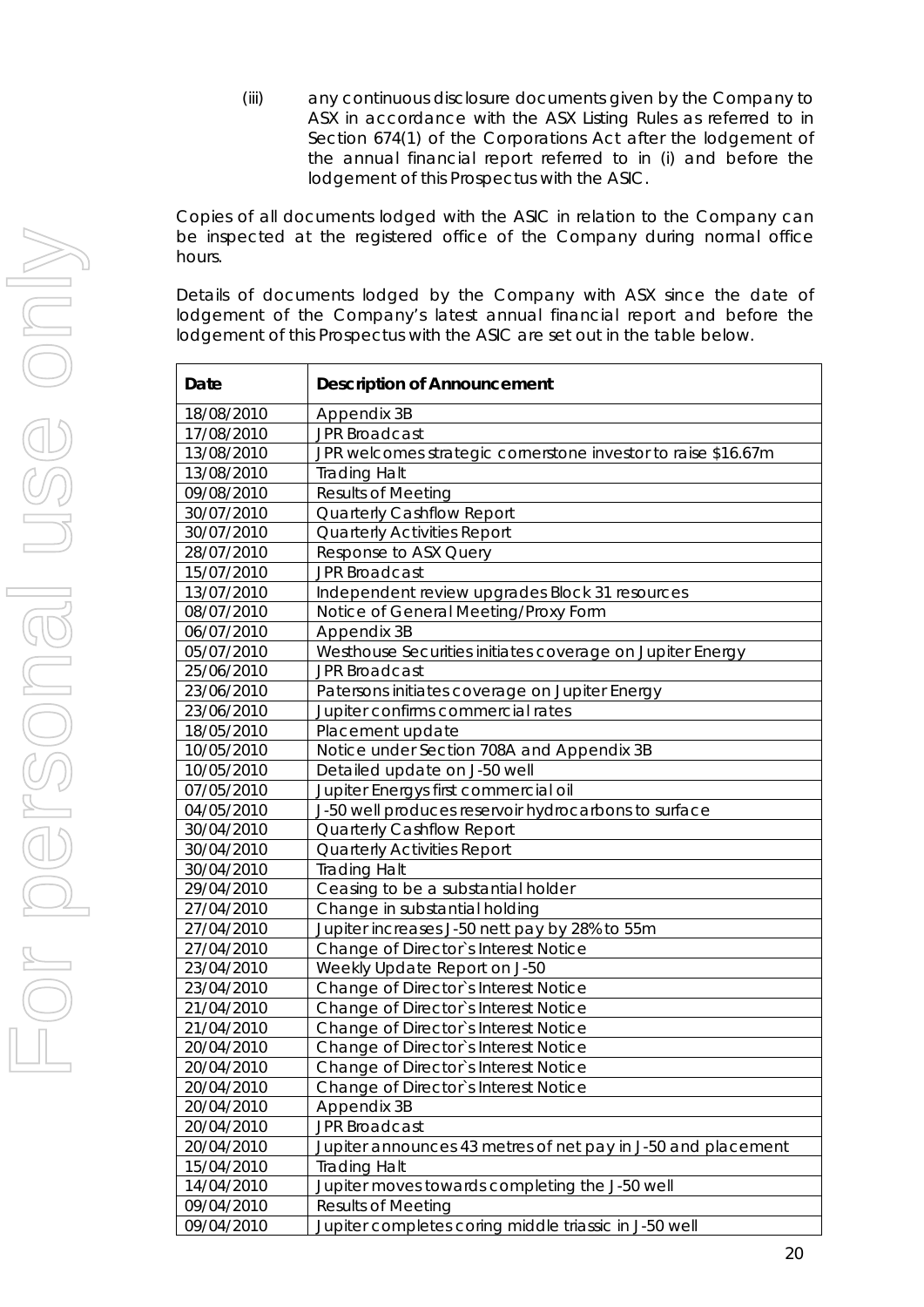(iii) any continuous disclosure documents given by the Company to ASX in accordance with the ASX Listing Rules as referred to in Section 674(1) of the Corporations Act after the lodgement of the annual financial report referred to in (i) and before the lodgement of this Prospectus with the ASIC.

Copies of all documents lodged with the ASIC in relation to the Company can be inspected at the registered office of the Company during normal office hours.

Details of documents lodged by the Company with ASX since the date of lodgement of the Company's latest annual financial report and before the lodgement of this Prospectus with the ASIC are set out in the table below.

| Date | Description of Announcement |
|---|---|
| 18/08/2010 | Appendix 3B |
| 17/08/2010 | JPR Broadcast |
| 13/08/2010 | JPR welcomes strategic cornerstone investor to raise $16.67m |
| 13/08/2010 | Trading Halt |
| 09/08/2010 | Results of Meeting |
| 30/07/2010 | Quarterly Cashflow Report |
| 30/07/2010 | Quarterly Activities Report |
| 28/07/2010 | Response to ASX Query |
| 15/07/2010 | JPR Broadcast |
| 13/07/2010 | Independent review upgrades Block 31 resources |
| 08/07/2010 | Notice of General Meeting/Proxy Form |
| 06/07/2010 | Appendix 3B |
| 05/07/2010 | Westhouse Securities initiates coverage on Jupiter Energy |
| 25/06/2010 | JPR Broadcast |
| 23/06/2010 | Patersons initiates coverage on Jupiter Energy |
| 23/06/2010 | Jupiter confirms commercial rates |
| 18/05/2010 | Placement update |
| 10/05/2010 | Notice under Section 708A and Appendix 3B |
| 10/05/2010 | Detailed update on J-50 well |
| 07/05/2010 | Jupiter Energys first commercial oil |
| 04/05/2010 | J-50 well produces reservoir hydrocarbons to surface |
| 30/04/2010 | Quarterly Cashflow Report |
| 30/04/2010 | Quarterly Activities Report |
| 30/04/2010 | Trading Halt |
| 29/04/2010 | Ceasing to be a substantial holder |
| 27/04/2010 | Change in substantial holding |
| 27/04/2010 | Jupiter increases J-50 nett pay by 28% to 55m |
| 27/04/2010 | Change of Director`s Interest Notice |
| 23/04/2010 | Weekly Update Report on J-50 |
| 23/04/2010 | Change of Director`s Interest Notice |
| 21/04/2010 | Change of Director`s Interest Notice |
| 21/04/2010 | Change of Director`s Interest Notice |
| 20/04/2010 | Change of Director`s Interest Notice |
| 20/04/2010 | Change of Director`s Interest Notice |
| 20/04/2010 | Change of Director`s Interest Notice |
| 20/04/2010 | Appendix 3B |
| 20/04/2010 | JPR Broadcast |
| 20/04/2010 | Jupiter announces 43 metres of net pay in J-50 and placement |
| 15/04/2010 | Trading Halt |
| 14/04/2010 | Jupiter moves towards completing the J-50 well |
| 09/04/2010 | Results of Meeting |
| 09/04/2010 | Jupiter completes coring middle triassic in J-50 well |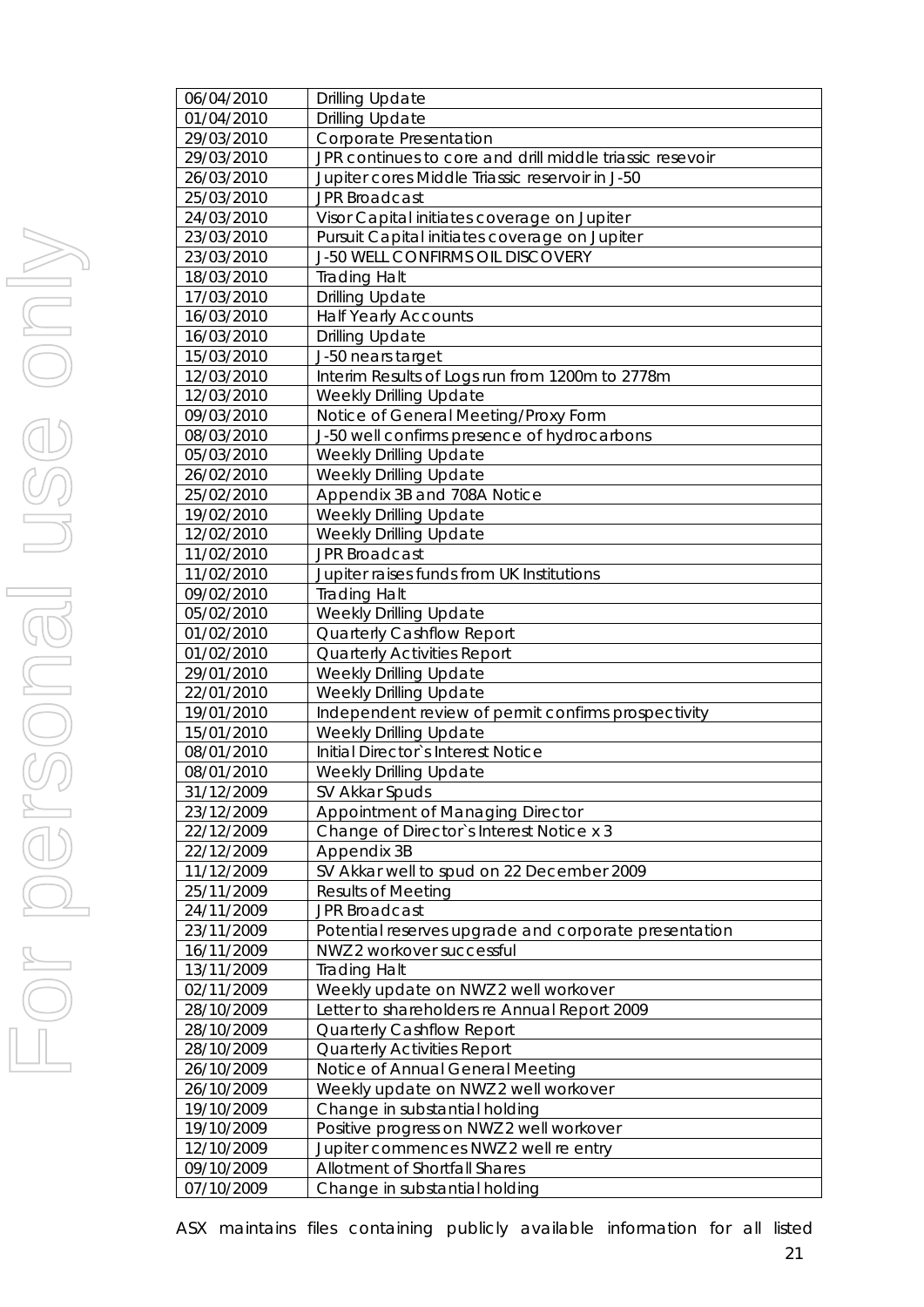| | |
|---|---|
| 06/04/2010 | Drilling Update |
| 01/04/2010 | Drilling Update |
| 29/03/2010 | Corporate Presentation |
| 29/03/2010 | JPR continues to core and drill middle triassic resevoir |
| 26/03/2010 | Jupiter cores Middle Triassic reservoir in J-50 |
| 25/03/2010 | JPR Broadcast |
| 24/03/2010 | Visor Capital initiates coverage on Jupiter |
| 23/03/2010 | Pursuit Capital initiates coverage on Jupiter |
| 23/03/2010 | J-50 WELL CONFIRMS OIL DISCOVERY |
| 18/03/2010 | Trading Halt |
| 17/03/2010 | Drilling Update |
| 16/03/2010 | Half Yearly Accounts |
| 16/03/2010 | Drilling Update |
| 15/03/2010 | J-50 nears target |
| 12/03/2010 | Interim Results of Logs run from 1200m to 2778m |
| 12/03/2010 | Weekly Drilling Update |
| 09/03/2010 | Notice of General Meeting/Proxy Form |
| 08/03/2010 | J-50 well confirms presence of hydrocarbons |
| 05/03/2010 | Weekly Drilling Update |
| 26/02/2010 | Weekly Drilling Update |
| 25/02/2010 | Appendix 3B and 708A Notice |
| 19/02/2010 | Weekly Drilling Update |
| 12/02/2010 | Weekly Drilling Update |
| 11/02/2010 | JPR Broadcast |
| 11/02/2010 | Jupiter raises funds from UK Institutions |
| 09/02/2010 | Trading Halt |
| 05/02/2010 | Weekly Drilling Update |
| 01/02/2010 | Quarterly Cashflow Report |
| 01/02/2010 | Quarterly Activities Report |
| 29/01/2010 | Weekly Drilling Update |
| 22/01/2010 | Weekly Drilling Update |
| 19/01/2010 | Independent review of permit confirms prospectivity |
| 15/01/2010 | Weekly Drilling Update |
| 08/01/2010 | Initial Director`s Interest Notice |
| 08/01/2010 | Weekly Drilling Update |
| 31/12/2009 | SV Akkar Spuds |
| 23/12/2009 | Appointment of Managing Director |
| 22/12/2009 | Change of Director`s Interest Notice x 3 |
| 22/12/2009 | Appendix 3B |
| 11/12/2009 | SV Akkar well to spud on 22 December 2009 |
| 25/11/2009 | Results of Meeting |
| 24/11/2009 | JPR Broadcast |
| 23/11/2009 | Potential reserves upgrade and corporate presentation |
| 16/11/2009 | NWZ2 workover successful |
| 13/11/2009 | Trading Halt |
| 02/11/2009 | Weekly update on NWZ2 well workover |
| 28/10/2009 | Letter to shareholders re Annual Report 2009 |
| 28/10/2009 | Quarterly Cashflow Report |
| 28/10/2009 | Quarterly Activities Report |
| 26/10/2009 | Notice of Annual General Meeting |
| 26/10/2009 | Weekly update on NWZ2 well workover |
| 19/10/2009 | Change in substantial holding |
| 19/10/2009 | Positive progress on NWZ2 well workover |
| 12/10/2009 | Jupiter commences NWZ2 well re entry |
| 09/10/2009 | Allotment of Shortfall Shares |
| 07/10/2009 | Change in substantial holding |

ASX maintains files containing publicly available information for all listed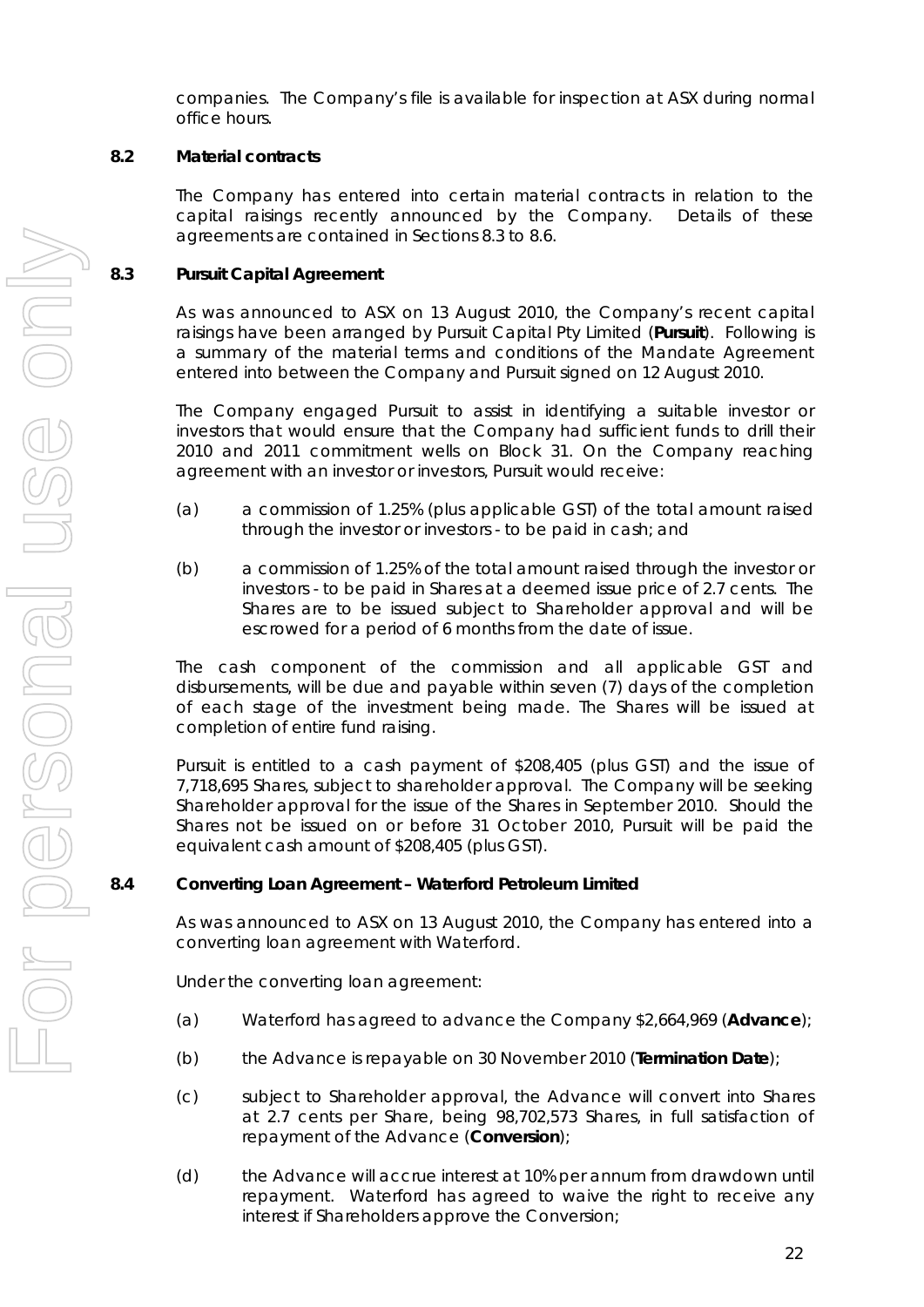companies. The Company's file is available for inspection at ASX during normal office hours.

### 8.2 Material contracts

The Company has entered into certain material contracts in relation to the capital raisings recently announced by the Company. Details of these agreements are contained in Sections 8.3 to 8.6.

### 8.3 Pursuit Capital Agreement

As was announced to ASX on 13 August 2010, the Company's recent capital raisings have been arranged by Pursuit Capital Pty Limited (**Pursuit**). Following is a summary of the material terms and conditions of the Mandate Agreement entered into between the Company and Pursuit signed on 12 August 2010.

The Company engaged Pursuit to assist in identifying a suitable investor or investors that would ensure that the Company had sufficient funds to drill their 2010 and 2011 commitment wells on Block 31. On the Company reaching agreement with an investor or investors, Pursuit would receive:

(a) a commission of 1.25% (plus applicable GST) of the total amount raised through the investor or investors - to be paid in cash; and

(b) a commission of 1.25% of the total amount raised through the investor or investors - to be paid in Shares at a deemed issue price of 2.7 cents. The Shares are to be issued subject to Shareholder approval and will be escrowed for a period of 6 months from the date of issue.

The cash component of the commission and all applicable GST and disbursements, will be due and payable within seven (7) days of the completion of each stage of the investment being made. The Shares will be issued at completion of entire fund raising.

Pursuit is entitled to a cash payment of $208,405 (plus GST) and the issue of 7,718,695 Shares, subject to shareholder approval. The Company will be seeking Shareholder approval for the issue of the Shares in September 2010. Should the Shares not be issued on or before 31 October 2010, Pursuit will be paid the equivalent cash amount of $208,405 (plus GST).

### 8.4 Converting Loan Agreement – Waterford Petroleum Limited

As was announced to ASX on 13 August 2010, the Company has entered into a converting loan agreement with Waterford.

Under the converting loan agreement:

(a) Waterford has agreed to advance the Company $2,664,969 (**Advance**);

(b) the Advance is repayable on 30 November 2010 (**Termination Date**);

(c) subject to Shareholder approval, the Advance will convert into Shares at 2.7 cents per Share, being 98,702,573 Shares, in full satisfaction of repayment of the Advance (**Conversion**);

(d) the Advance will accrue interest at 10% per annum from drawdown until repayment. Waterford has agreed to waive the right to receive any interest if Shareholders approve the Conversion;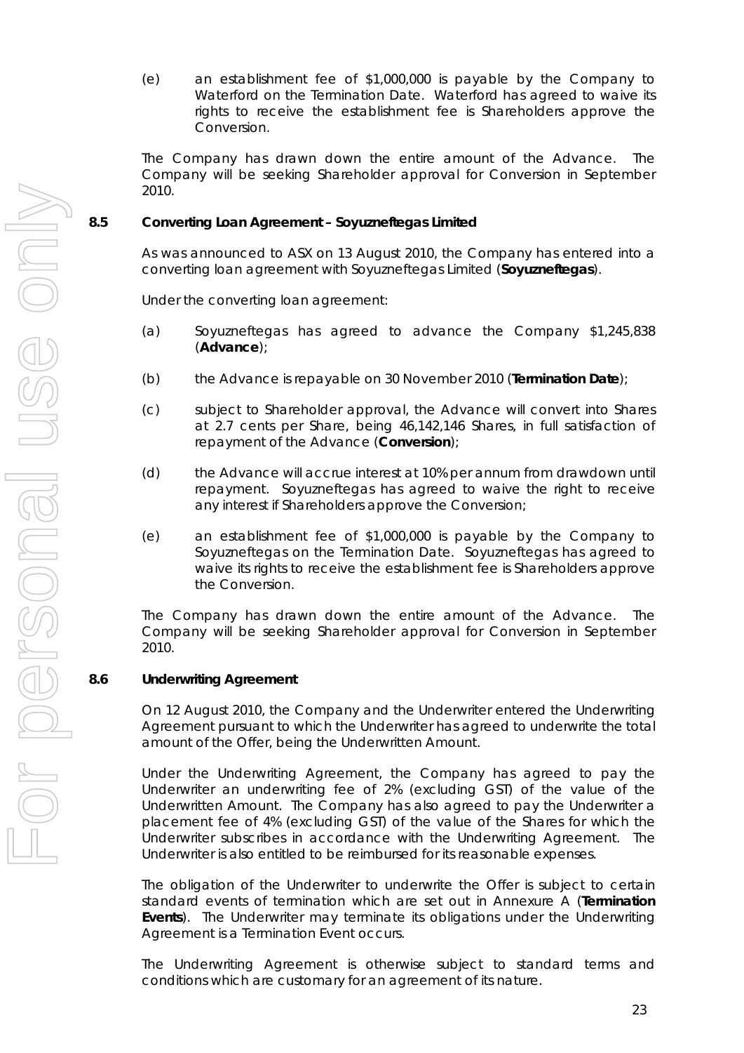(e) an establishment fee of $1,000,000 is payable by the Company to Waterford on the Termination Date. Waterford has agreed to waive its rights to receive the establishment fee is Shareholders approve the Conversion.

The Company has drawn down the entire amount of the Advance. The Company will be seeking Shareholder approval for Conversion in September 2010.

### 8.5 Converting Loan Agreement – Soyuzneftegas Limited

As was announced to ASX on 13 August 2010, the Company has entered into a converting loan agreement with Soyuzneftegas Limited (**Soyuzneftegas**).

Under the converting loan agreement:

(a) Soyuzneftegas has agreed to advance the Company $1,245,838 (**Advance**);

(b) the Advance is repayable on 30 November 2010 (**Termination Date**);

(c) subject to Shareholder approval, the Advance will convert into Shares at 2.7 cents per Share, being 46,142,146 Shares, in full satisfaction of repayment of the Advance (**Conversion**);

(d) the Advance will accrue interest at 10% per annum from drawdown until repayment. Soyuzneftegas has agreed to waive the right to receive any interest if Shareholders approve the Conversion;

(e) an establishment fee of $1,000,000 is payable by the Company to Soyuzneftegas on the Termination Date. Soyuzneftegas has agreed to waive its rights to receive the establishment fee is Shareholders approve the Conversion.

The Company has drawn down the entire amount of the Advance. The Company will be seeking Shareholder approval for Conversion in September 2010.

### 8.6 Underwriting Agreement

On 12 August 2010, the Company and the Underwriter entered the Underwriting Agreement pursuant to which the Underwriter has agreed to underwrite the total amount of the Offer, being the Underwritten Amount.

Under the Underwriting Agreement, the Company has agreed to pay the Underwriter an underwriting fee of 2% (excluding GST) of the value of the Underwritten Amount. The Company has also agreed to pay the Underwriter a placement fee of 4% (excluding GST) of the value of the Shares for which the Underwriter subscribes in accordance with the Underwriting Agreement. The Underwriter is also entitled to be reimbursed for its reasonable expenses.

The obligation of the Underwriter to underwrite the Offer is subject to certain standard events of termination which are set out in Annexure A (**Termination Events**). The Underwriter may terminate its obligations under the Underwriting Agreement is a Termination Event occurs.

The Underwriting Agreement is otherwise subject to standard terms and conditions which are customary for an agreement of its nature.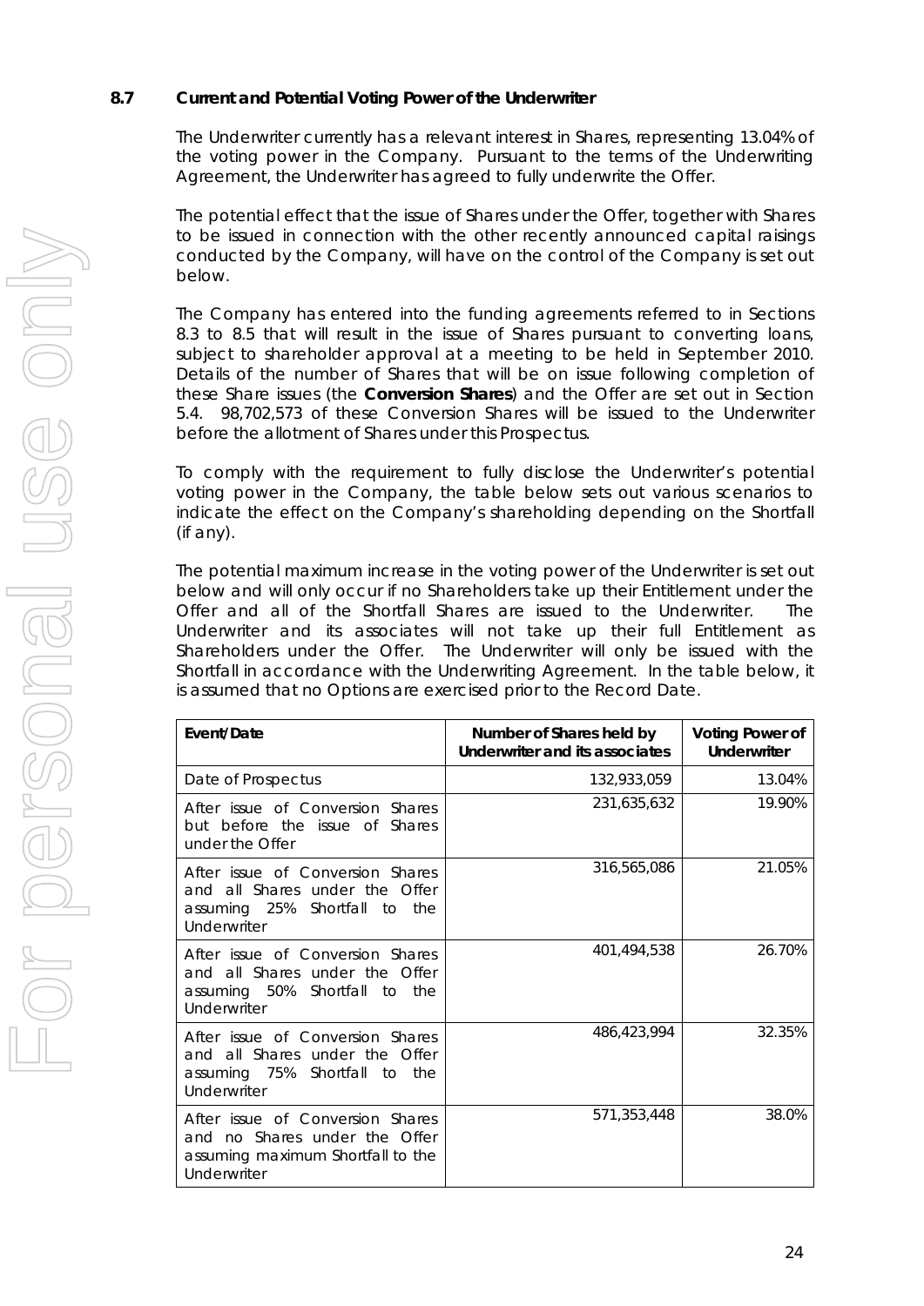## 8.7 Current and Potential Voting Power of the Underwriter

The Underwriter currently has a relevant interest in Shares, representing 13.04% of the voting power in the Company. Pursuant to the terms of the Underwriting Agreement, the Underwriter has agreed to fully underwrite the Offer.

The potential effect that the issue of Shares under the Offer, together with Shares to be issued in connection with the other recently announced capital raisings conducted by the Company, will have on the control of the Company is set out below.

The Company has entered into the funding agreements referred to in Sections 8.3 to 8.5 that will result in the issue of Shares pursuant to converting loans, subject to shareholder approval at a meeting to be held in September 2010. Details of the number of Shares that will be on issue following completion of these Share issues (the **Conversion Shares**) and the Offer are set out in Section 5.4. 98,702,573 of these Conversion Shares will be issued to the Underwriter before the allotment of Shares under this Prospectus.

To comply with the requirement to fully disclose the Underwriter's potential voting power in the Company, the table below sets out various scenarios to indicate the effect on the Company's shareholding depending on the Shortfall (if any).

The potential maximum increase in the voting power of the Underwriter is set out below and will only occur if no Shareholders take up their Entitlement under the Offer and all of the Shortfall Shares are issued to the Underwriter. The Underwriter and its associates will not take up their full Entitlement as Shareholders under the Offer. The Underwriter will only be issued with the Shortfall in accordance with the Underwriting Agreement. In the table below, it is assumed that no Options are exercised prior to the Record Date.

| Event/Date | Number of Shares held by Underwriter and its associates | Voting Power of Underwriter |
|---|---|---|
| Date of Prospectus | 132,933,059 | 13.04% |
| After issue of Conversion Shares but before the issue of Shares under the Offer | 231,635,632 | 19.90% |
| After issue of Conversion Shares and all Shares under the Offer assuming 25% Shortfall to the Underwriter | 316,565,086 | 21.05% |
| After issue of Conversion Shares and all Shares under the Offer assuming 50% Shortfall to the Underwriter | 401,494,538 | 26.70% |
| After issue of Conversion Shares and all Shares under the Offer assuming 75% Shortfall to the Underwriter | 486,423,994 | 32.35% |
| After issue of Conversion Shares and no Shares under the Offer assuming maximum Shortfall to the Underwriter | 571,353,448 | 38.0% |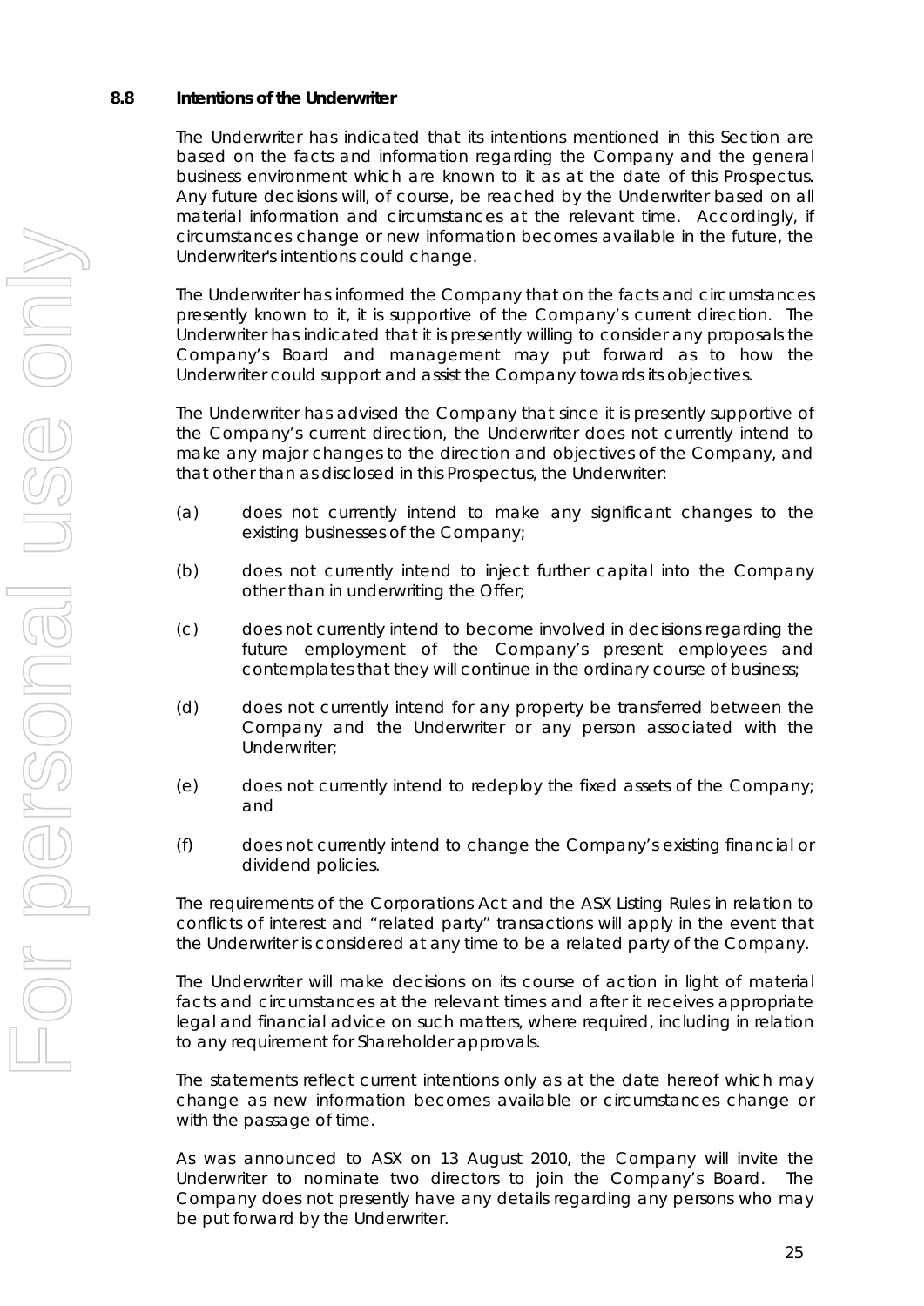### 8.8 Intentions of the Underwriter

The Underwriter has indicated that its intentions mentioned in this Section are based on the facts and information regarding the Company and the general business environment which are known to it as at the date of this Prospectus. Any future decisions will, of course, be reached by the Underwriter based on all material information and circumstances at the relevant time. Accordingly, if circumstances change or new information becomes available in the future, the Underwriter's intentions could change.

The Underwriter has informed the Company that on the facts and circumstances presently known to it, it is supportive of the Company's current direction. The Underwriter has indicated that it is presently willing to consider any proposals the Company's Board and management may put forward as to how the Underwriter could support and assist the Company towards its objectives.

The Underwriter has advised the Company that since it is presently supportive of the Company's current direction, the Underwriter does not currently intend to make any major changes to the direction and objectives of the Company, and that other than as disclosed in this Prospectus, the Underwriter:

(a) does not currently intend to make any significant changes to the existing businesses of the Company;

(b) does not currently intend to inject further capital into the Company other than in underwriting the Offer;

(c) does not currently intend to become involved in decisions regarding the future employment of the Company's present employees and contemplates that they will continue in the ordinary course of business;

(d) does not currently intend for any property be transferred between the Company and the Underwriter or any person associated with the Underwriter;

(e) does not currently intend to redeploy the fixed assets of the Company; and

(f) does not currently intend to change the Company's existing financial or dividend policies.

The requirements of the Corporations Act and the ASX Listing Rules in relation to conflicts of interest and "related party" transactions will apply in the event that the Underwriter is considered at any time to be a related party of the Company.

The Underwriter will make decisions on its course of action in light of material facts and circumstances at the relevant times and after it receives appropriate legal and financial advice on such matters, where required, including in relation to any requirement for Shareholder approvals.

The statements reflect current intentions only as at the date hereof which may change as new information becomes available or circumstances change or with the passage of time.

As was announced to ASX on 13 August 2010, the Company will invite the Underwriter to nominate two directors to join the Company's Board. The Company does not presently have any details regarding any persons who may be put forward by the Underwriter.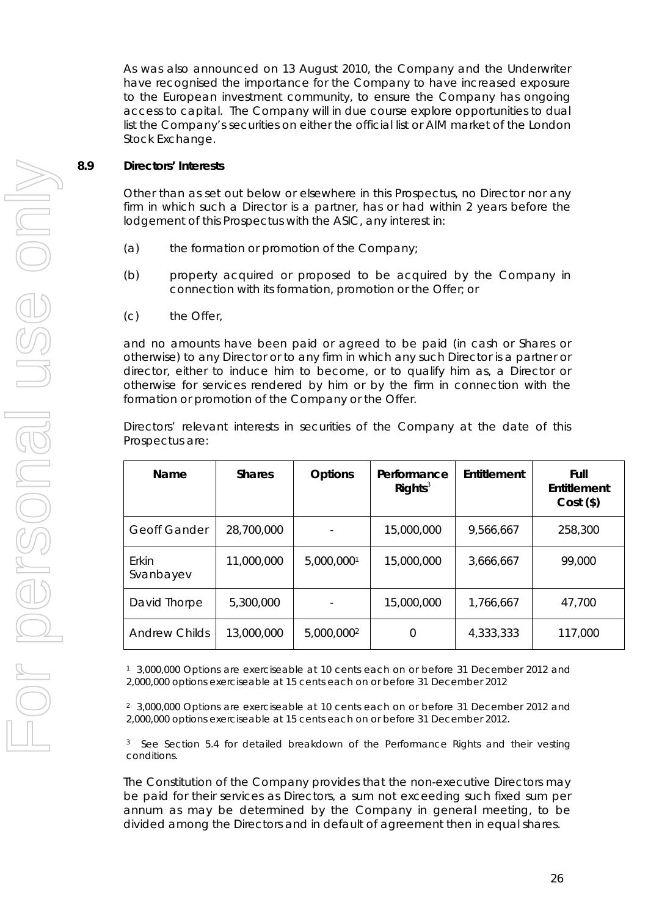As was also announced on 13 August 2010, the Company and the Underwriter have recognised the importance for the Company to have increased exposure to the European investment community, to ensure the Company has ongoing access to capital. The Company will in due course explore opportunities to dual list the Company's securities on either the official list or AIM market of the London Stock Exchange.

### 8.9 Directors' Interests

Other than as set out below or elsewhere in this Prospectus, no Director nor any firm in which such a Director is a partner, has or had within 2 years before the lodgement of this Prospectus with the ASIC, any interest in:

(a) the formation or promotion of the Company;

(b) property acquired or proposed to be acquired by the Company in connection with its formation, promotion or the Offer; or

(c) the Offer,

and no amounts have been paid or agreed to be paid (in cash or Shares or otherwise) to any Director or to any firm in which any such Director is a partner or director, either to induce him to become, or to qualify him as, a Director or otherwise for services rendered by him or by the firm in connection with the formation or promotion of the Company or the Offer.

Directors' relevant interests in securities of the Company at the date of this Prospectus are:

| Name | Shares | Options | Performance Rights[3] | Entitlement | Full Entitlement Cost ($) |
|---|---|---|---|---|---|
| Geoff Gander | 28,700,000 | - | 15,000,000 | 9,566,667 | 258,300 |
| Erkin Svanbayev | 11,000,000 | 5,000,000[1] | 15,000,000 | 3,666,667 | 99,000 |
| David Thorpe | 5,300,000 | - | 15,000,000 | 1,766,667 | 47,700 |
| Andrew Childs | 13,000,000 | 5,000,000[2] | 0 | 4,333,333 | 117,000 |

[1] 3,000,000 Options are exerciseable at 10 cents each on or before 31 December 2012 and 2,000,000 options exerciseable at 15 cents each on or before 31 December 2012

[2] 3,000,000 Options are exerciseable at 10 cents each on or before 31 December 2012 and 2,000,000 options exerciseable at 15 cents each on or before 31 December 2012.

[3] See Section 5.4 for detailed breakdown of the Performance Rights and their vesting conditions.

The Constitution of the Company provides that the non-executive Directors may be paid for their services as Directors, a sum not exceeding such fixed sum per annum as may be determined by the Company in general meeting, to be divided among the Directors and in default of agreement then in equal shares.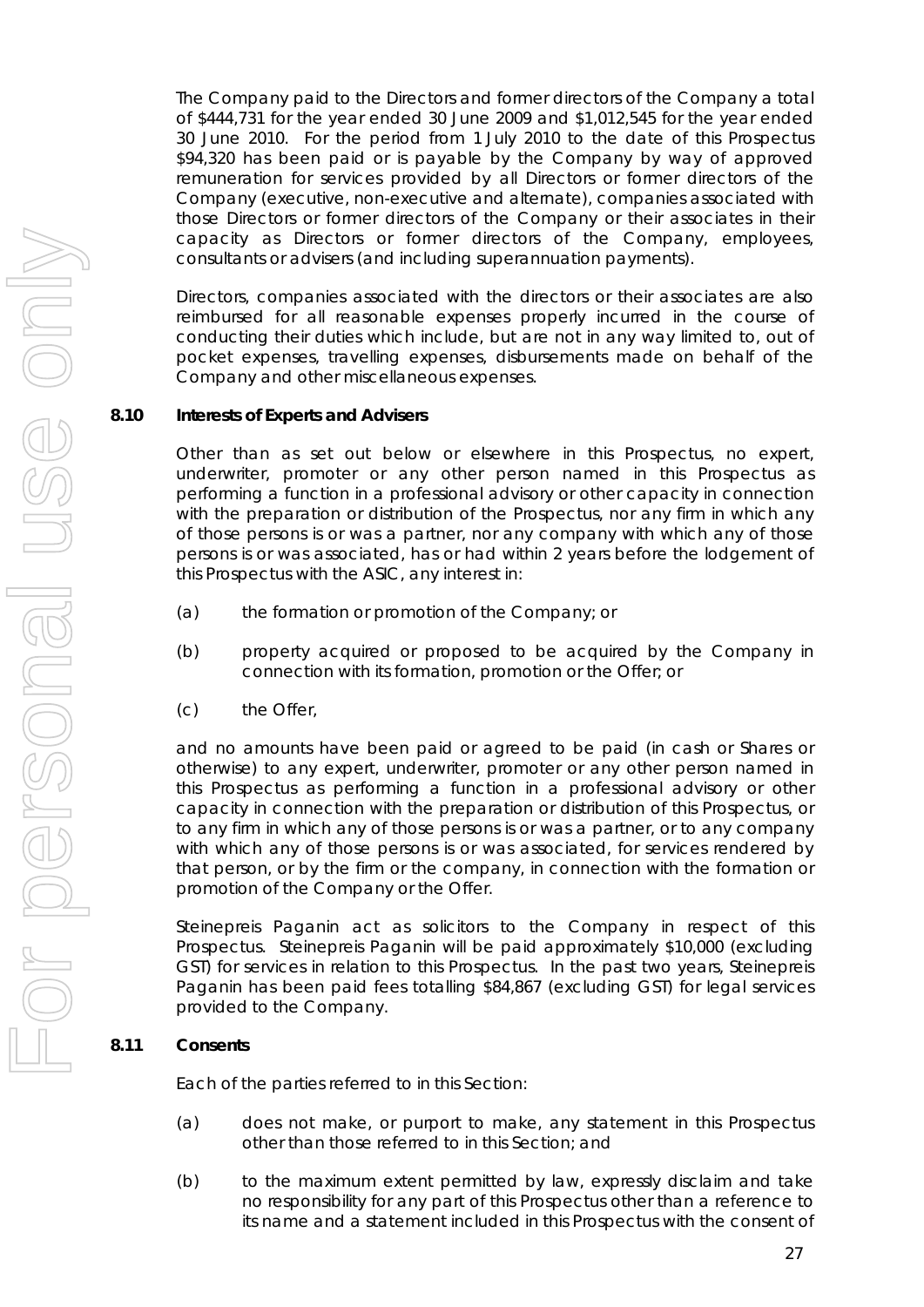The Company paid to the Directors and former directors of the Company a total of $444,731 for the year ended 30 June 2009 and $1,012,545 for the year ended 30 June 2010. For the period from 1 July 2010 to the date of this Prospectus $94,320 has been paid or is payable by the Company by way of approved remuneration for services provided by all Directors or former directors of the Company (executive, non-executive and alternate), companies associated with those Directors or former directors of the Company or their associates in their capacity as Directors or former directors of the Company, employees, consultants or advisers (and including superannuation payments).

Directors, companies associated with the directors or their associates are also reimbursed for all reasonable expenses properly incurred in the course of conducting their duties which include, but are not in any way limited to, out of pocket expenses, travelling expenses, disbursements made on behalf of the Company and other miscellaneous expenses.

### 8.10 Interests of Experts and Advisers

Other than as set out below or elsewhere in this Prospectus, no expert, underwriter, promoter or any other person named in this Prospectus as performing a function in a professional advisory or other capacity in connection with the preparation or distribution of the Prospectus, nor any firm in which any of those persons is or was a partner, nor any company with which any of those persons is or was associated, has or had within 2 years before the lodgement of this Prospectus with the ASIC, any interest in:

(a) the formation or promotion of the Company; or

(b) property acquired or proposed to be acquired by the Company in connection with its formation, promotion or the Offer; or

(c) the Offer,

and no amounts have been paid or agreed to be paid (in cash or Shares or otherwise) to any expert, underwriter, promoter or any other person named in this Prospectus as performing a function in a professional advisory or other capacity in connection with the preparation or distribution of this Prospectus, or to any firm in which any of those persons is or was a partner, or to any company with which any of those persons is or was associated, for services rendered by that person, or by the firm or the company, in connection with the formation or promotion of the Company or the Offer.

Steinepreis Paganin act as solicitors to the Company in respect of this Prospectus. Steinepreis Paganin will be paid approximately $10,000 (excluding GST) for services in relation to this Prospectus. In the past two years, Steinepreis Paganin has been paid fees totalling $84,867 (excluding GST) for legal services provided to the Company.

### 8.11 Consents

Each of the parties referred to in this Section:

(a) does not make, or purport to make, any statement in this Prospectus other than those referred to in this Section; and

(b) to the maximum extent permitted by law, expressly disclaim and take no responsibility for any part of this Prospectus other than a reference to its name and a statement included in this Prospectus with the consent of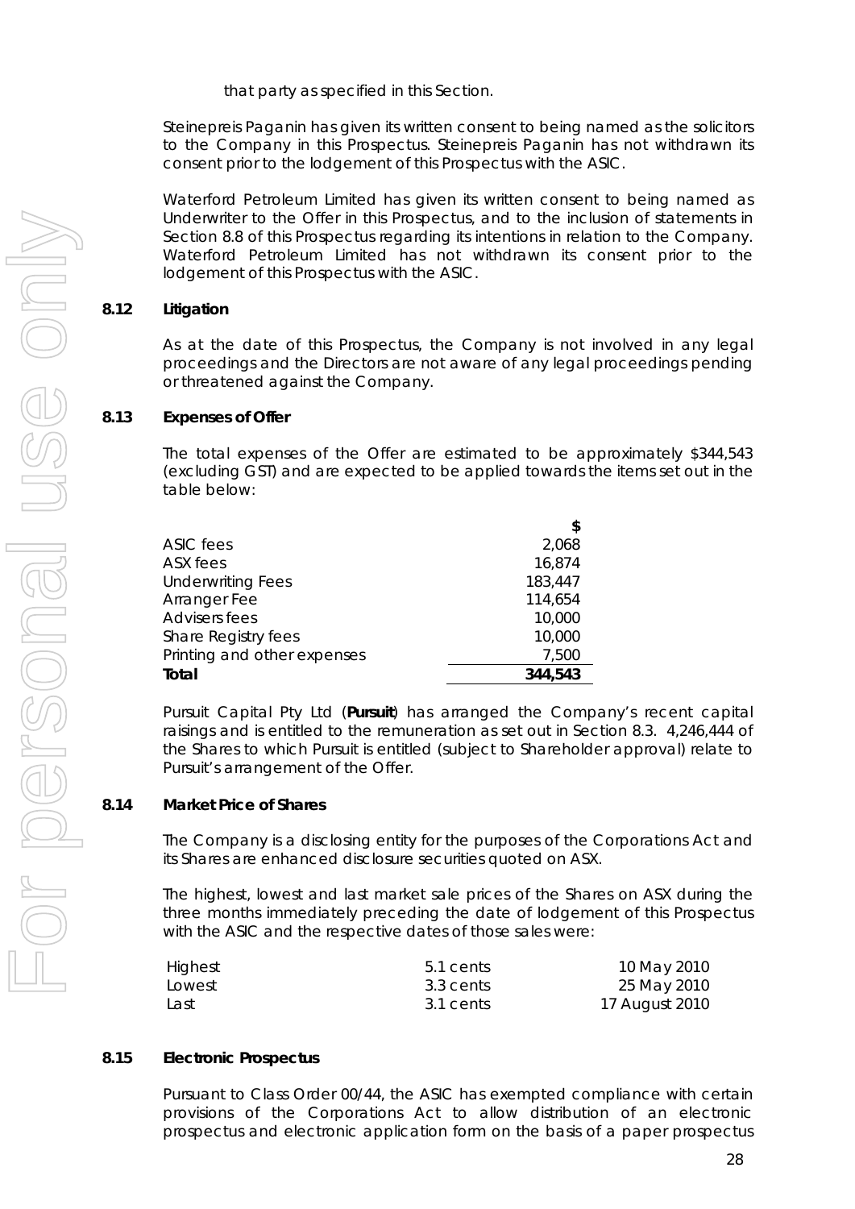that party as specified in this Section.

Steinepreis Paganin has given its written consent to being named as the solicitors to the Company in this Prospectus. Steinepreis Paganin has not withdrawn its consent prior to the lodgement of this Prospectus with the ASIC.

Waterford Petroleum Limited has given its written consent to being named as Underwriter to the Offer in this Prospectus, and to the inclusion of statements in Section 8.8 of this Prospectus regarding its intentions in relation to the Company. Waterford Petroleum Limited has not withdrawn its consent prior to the lodgement of this Prospectus with the ASIC.

## 8.12 Litigation

As at the date of this Prospectus, the Company is not involved in any legal proceedings and the Directors are not aware of any legal proceedings pending or threatened against the Company.

## 8.13 Expenses of Offer

The total expenses of the Offer are estimated to be approximately $344,543 (excluding GST) and are expected to be applied towards the items set out in the table below:

| | $ |
|---|---|
| ASIC fees | 2,068 |
| ASX fees | 16,874 |
| Underwriting Fees | 183,447 |
| Arranger Fee | 114,654 |
| Advisers fees | 10,000 |
| Share Registry fees | 10,000 |
| Printing and other expenses | 7,500 |
| **Total** | **344,543** |

Pursuit Capital Pty Ltd (**Pursuit**) has arranged the Company's recent capital raisings and is entitled to the remuneration as set out in Section 8.3. 4,246,444 of the Shares to which Pursuit is entitled (subject to Shareholder approval) relate to Pursuit's arrangement of the Offer.

## 8.14 Market Price of Shares

The Company is a disclosing entity for the purposes of the Corporations Act and its Shares are enhanced disclosure securities quoted on ASX.

The highest, lowest and last market sale prices of the Shares on ASX during the three months immediately preceding the date of lodgement of this Prospectus with the ASIC and the respective dates of those sales were:

| | | |
|---|---|---|
| Highest | 5.1 cents | 10 May 2010 |
| Lowest | 3.3 cents | 25 May 2010 |
| Last | 3.1 cents | 17 August 2010 |

## 8.15 Electronic Prospectus

Pursuant to Class Order 00/44, the ASIC has exempted compliance with certain provisions of the Corporations Act to allow distribution of an electronic prospectus and electronic application form on the basis of a paper prospectus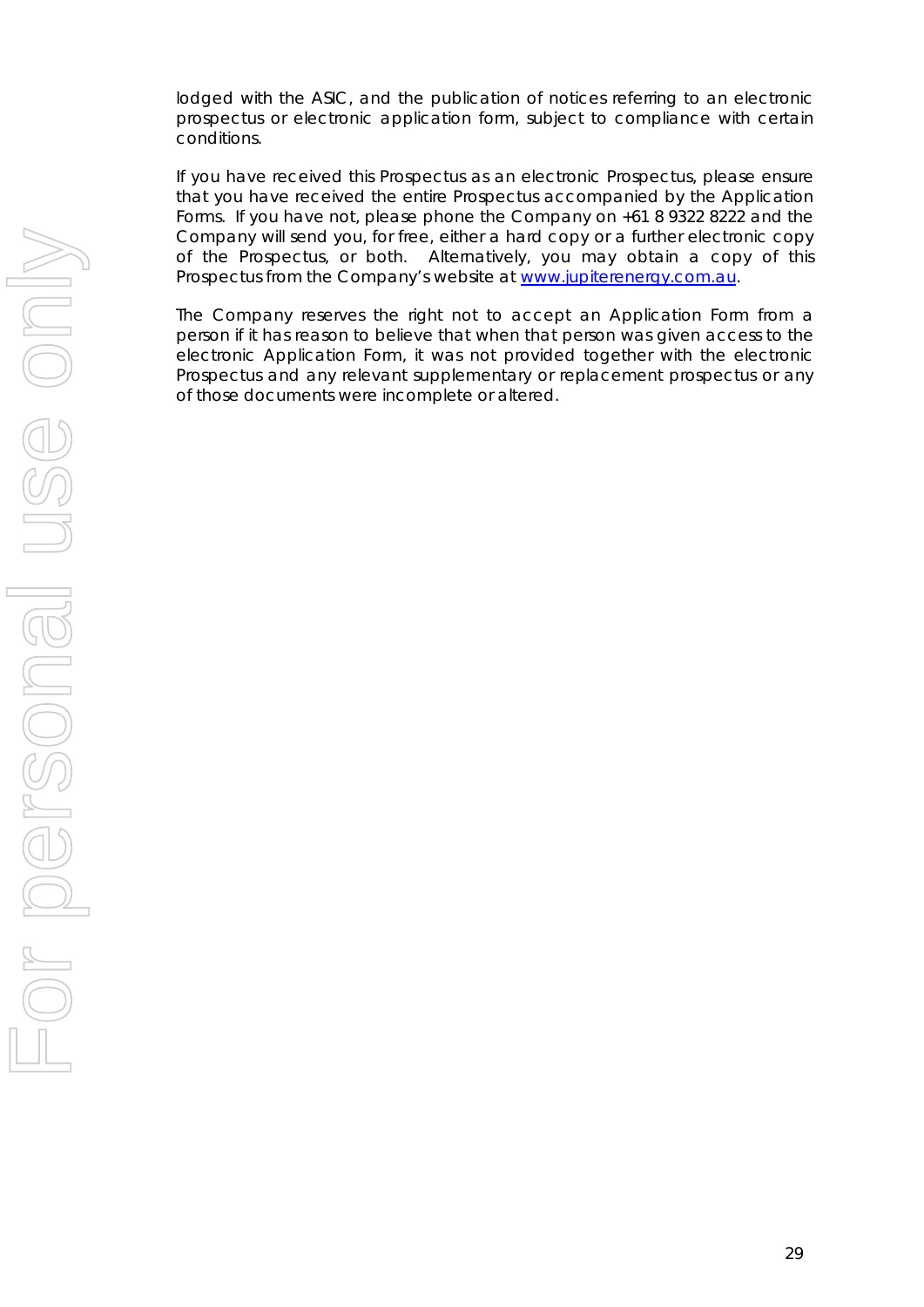lodged with the ASIC, and the publication of notices referring to an electronic prospectus or electronic application form, subject to compliance with certain conditions.

If you have received this Prospectus as an electronic Prospectus, please ensure that you have received the entire Prospectus accompanied by the Application Forms. If you have not, please phone the Company on +61 8 9322 8222 and the Company will send you, for free, either a hard copy or a further electronic copy of the Prospectus, or both. Alternatively, you may obtain a copy of this Prospectus from the Company's website at www.jupiterenergy.com.au.

The Company reserves the right not to accept an Application Form from a person if it has reason to believe that when that person was given access to the electronic Application Form, it was not provided together with the electronic Prospectus and any relevant supplementary or replacement prospectus or any of those documents were incomplete or altered.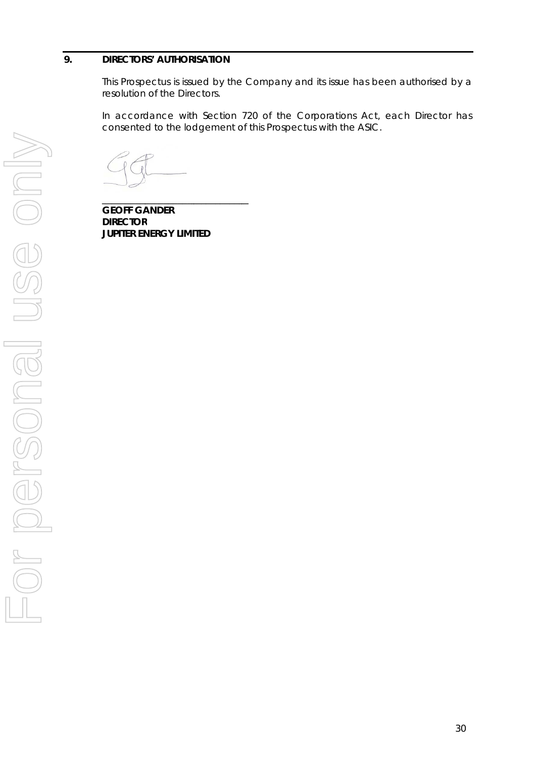## 9. DIRECTORS' AUTHORISATION

This Prospectus is issued by the Company and its issue has been authorised by a resolution of the Directors.

In accordance with Section 720 of the Corporations Act, each Director has consented to the lodgement of this Prospectus with the ASIC.

_______________________________

**GEOFF GANDER**
**DIRECTOR**
**JUPITER ENERGY LIMITED**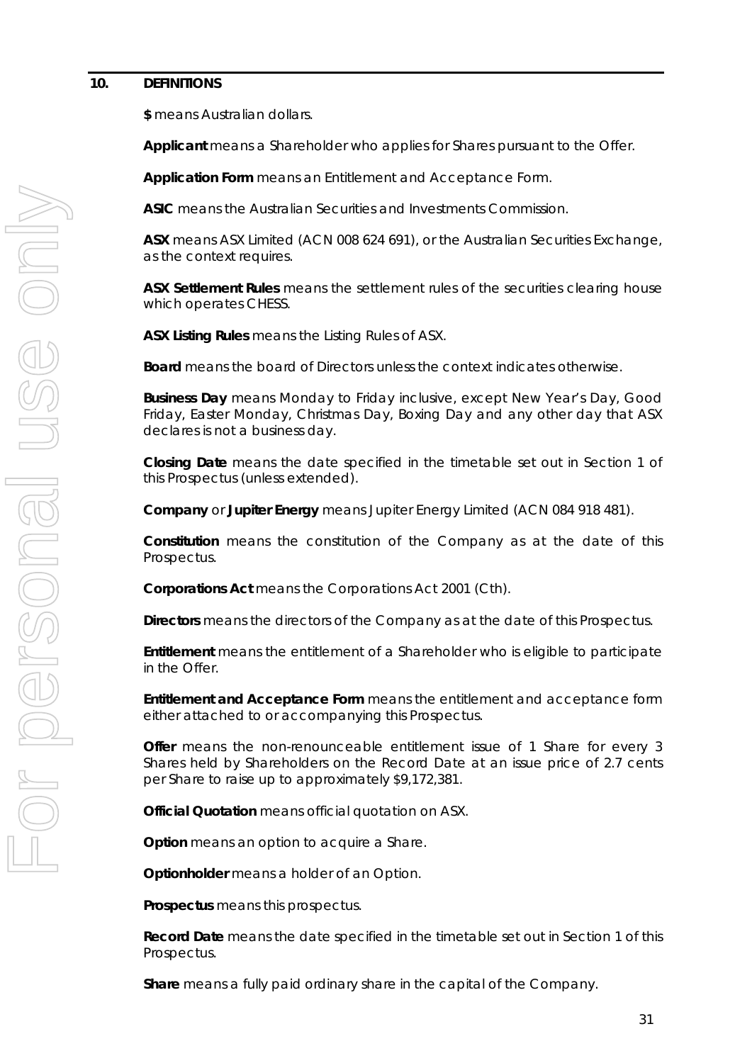## 10. DEFINITIONS

**$** means Australian dollars.

**Applicant** means a Shareholder who applies for Shares pursuant to the Offer.

**Application Form** means an Entitlement and Acceptance Form.

**ASIC** means the Australian Securities and Investments Commission.

**ASX** means ASX Limited (ACN 008 624 691), or the Australian Securities Exchange, as the context requires.

**ASX Settlement Rules** means the settlement rules of the securities clearing house which operates CHESS.

**ASX Listing Rules** means the Listing Rules of ASX.

**Board** means the board of Directors unless the context indicates otherwise.

**Business Day** means Monday to Friday inclusive, except New Year's Day, Good Friday, Easter Monday, Christmas Day, Boxing Day and any other day that ASX declares is not a business day.

**Closing Date** means the date specified in the timetable set out in Section 1 of this Prospectus (unless extended).

**Company** or **Jupiter Energy** means Jupiter Energy Limited (ACN 084 918 481).

**Constitution** means the constitution of the Company as at the date of this Prospectus.

**Corporations Act** means the Corporations Act 2001 (Cth).

**Directors** means the directors of the Company as at the date of this Prospectus.

**Entitlement** means the entitlement of a Shareholder who is eligible to participate in the Offer.

**Entitlement and Acceptance Form** means the entitlement and acceptance form either attached to or accompanying this Prospectus.

**Offer** means the non-renounceable entitlement issue of 1 Share for every 3 Shares held by Shareholders on the Record Date at an issue price of 2.7 cents per Share to raise up to approximately $9,172,381.

**Official Quotation** means official quotation on ASX.

**Option** means an option to acquire a Share.

**Optionholder** means a holder of an Option.

**Prospectus** means this prospectus.

**Record Date** means the date specified in the timetable set out in Section 1 of this Prospectus.

**Share** means a fully paid ordinary share in the capital of the Company.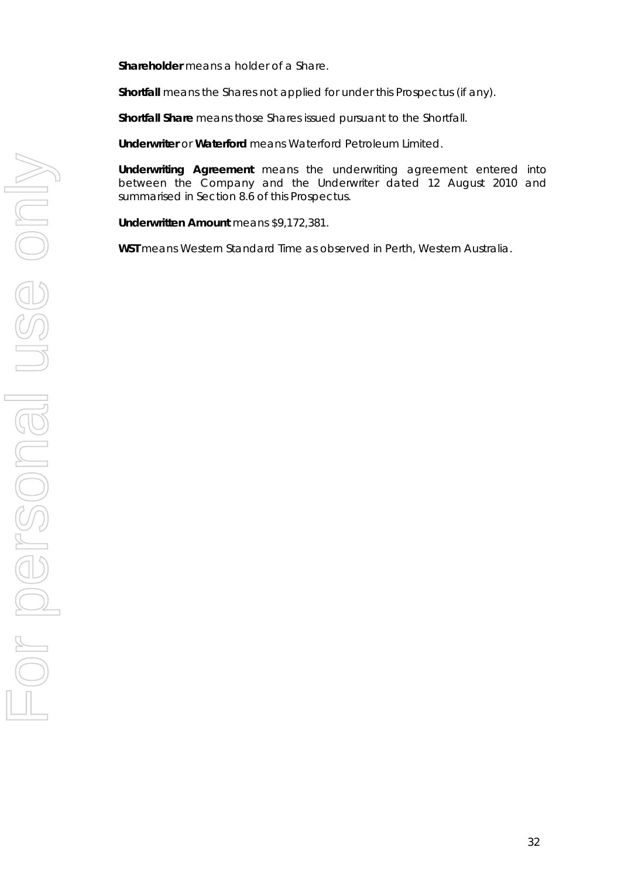**Shareholder** means a holder of a Share.

**Shortfall** means the Shares not applied for under this Prospectus (if any).

**Shortfall Share** means those Shares issued pursuant to the Shortfall.

**Underwriter** or **Waterford** means Waterford Petroleum Limited.

**Underwriting Agreement** means the underwriting agreement entered into between the Company and the Underwriter dated 12 August 2010 and summarised in Section 8.6 of this Prospectus.

**Underwritten Amount** means $9,172,381.

**WST** means Western Standard Time as observed in Perth, Western Australia.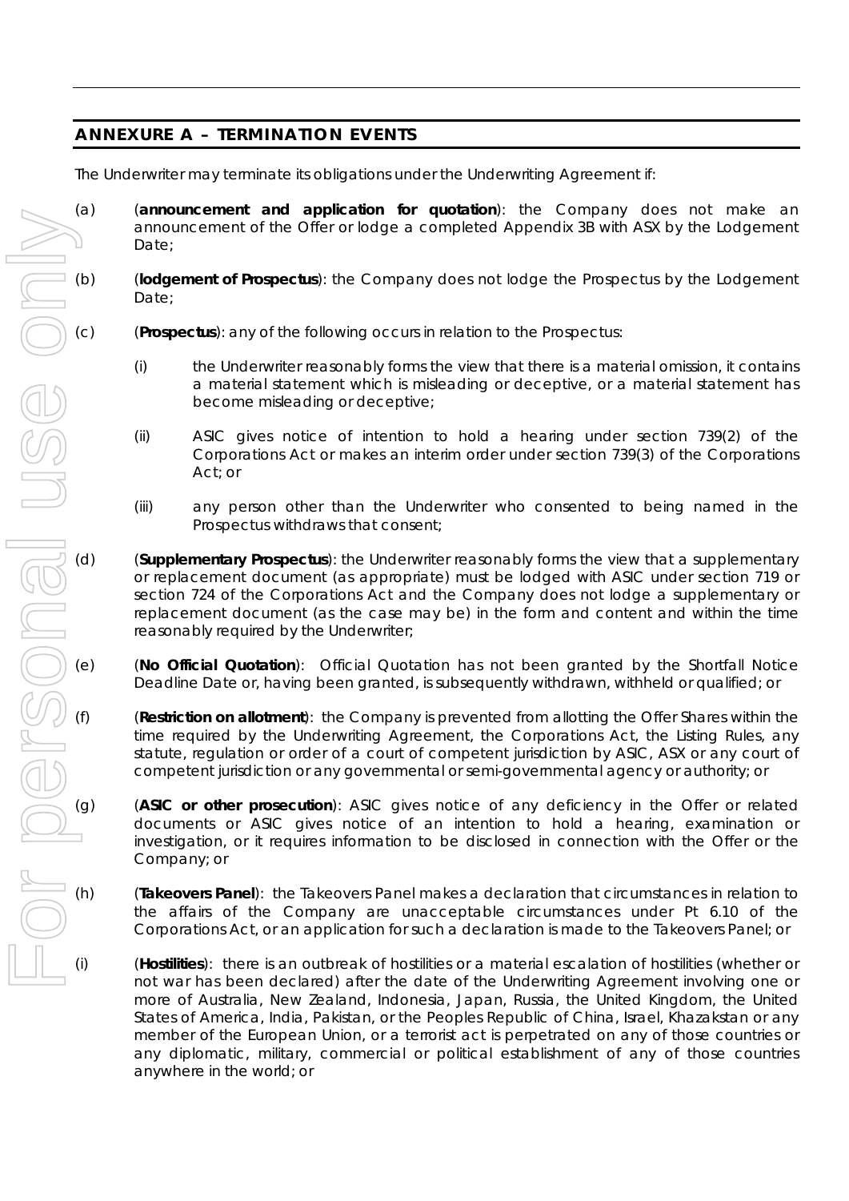## ANNEXURE A – TERMINATION EVENTS

The Underwriter may terminate its obligations under the Underwriting Agreement if:

(a) (**announcement and application for quotation**): the Company does not make an announcement of the Offer or lodge a completed Appendix 3B with ASX by the Lodgement Date;

(b) (**lodgement of Prospectus**): the Company does not lodge the Prospectus by the Lodgement Date;

(c) (**Prospectus**): any of the following occurs in relation to the Prospectus:

(i) the Underwriter reasonably forms the view that there is a material omission, it contains a material statement which is misleading or deceptive, or a material statement has become misleading or deceptive;

(ii) ASIC gives notice of intention to hold a hearing under section 739(2) of the Corporations Act or makes an interim order under section 739(3) of the Corporations Act; or

(iii) any person other than the Underwriter who consented to being named in the Prospectus withdraws that consent;

(d) (**Supplementary Prospectus**): the Underwriter reasonably forms the view that a supplementary or replacement document (as appropriate) must be lodged with ASIC under section 719 or section 724 of the Corporations Act and the Company does not lodge a supplementary or replacement document (as the case may be) in the form and content and within the time reasonably required by the Underwriter;

(e) (**No Official Quotation**): Official Quotation has not been granted by the Shortfall Notice Deadline Date or, having been granted, is subsequently withdrawn, withheld or qualified; or

(f) (**Restriction on allotment**): the Company is prevented from allotting the Offer Shares within the time required by the Underwriting Agreement, the Corporations Act, the Listing Rules, any statute, regulation or order of a court of competent jurisdiction by ASIC, ASX or any court of competent jurisdiction or any governmental or semi-governmental agency or authority; or

(g) (**ASIC or other prosecution**): ASIC gives notice of any deficiency in the Offer or related documents or ASIC gives notice of an intention to hold a hearing, examination or investigation, or it requires information to be disclosed in connection with the Offer or the Company; or

(h) (**Takeovers Panel**): the Takeovers Panel makes a declaration that circumstances in relation to the affairs of the Company are unacceptable circumstances under Pt 6.10 of the Corporations Act, or an application for such a declaration is made to the Takeovers Panel; or

(i) (**Hostilities**): there is an outbreak of hostilities or a material escalation of hostilities (whether or not war has been declared) after the date of the Underwriting Agreement involving one or more of Australia, New Zealand, Indonesia, Japan, Russia, the United Kingdom, the United States of America, India, Pakistan, or the Peoples Republic of China, Israel, Khazakstan or any member of the European Union, or a terrorist act is perpetrated on any of those countries or any diplomatic, military, commercial or political establishment of any of those countries anywhere in the world; or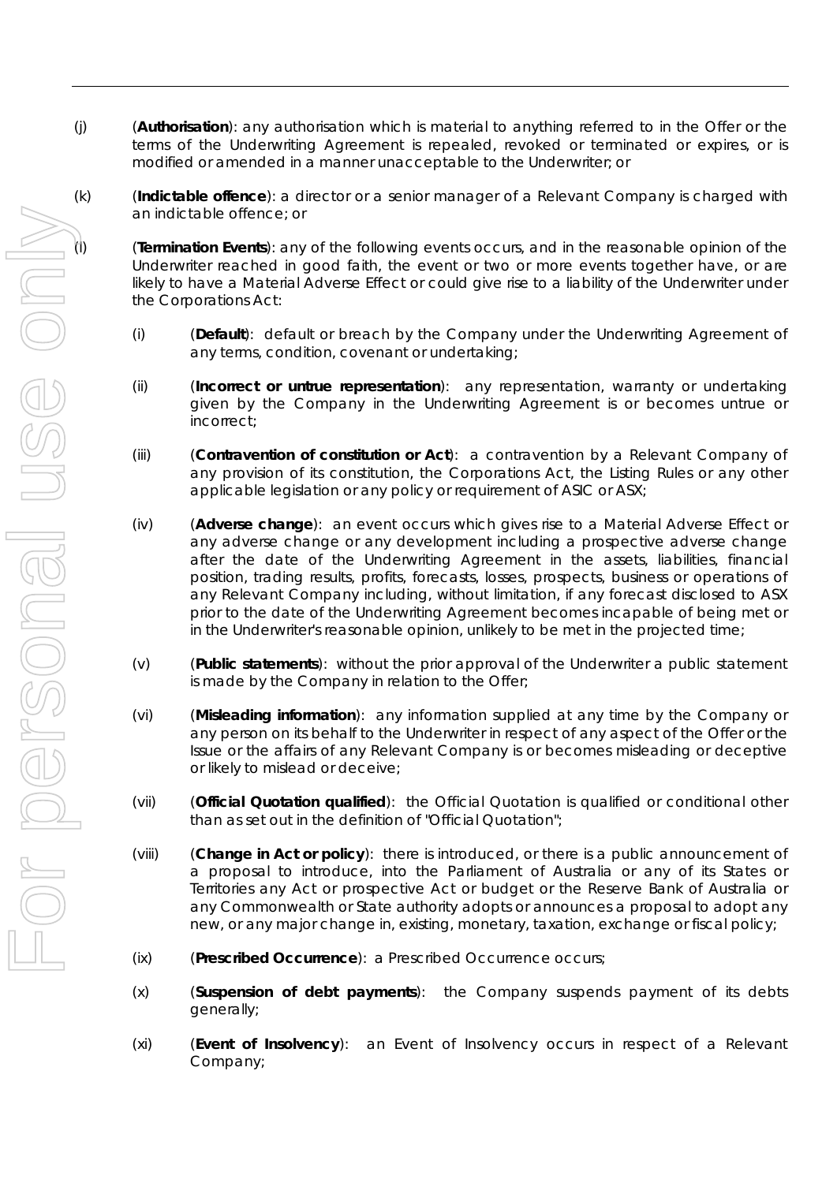(j) (**Authorisation**): any authorisation which is material to anything referred to in the Offer or the terms of the Underwriting Agreement is repealed, revoked or terminated or expires, or is modified or amended in a manner unacceptable to the Underwriter; or

(k) (**Indictable offence**): a director or a senior manager of a Relevant Company is charged with an indictable offence; or

(l) (**Termination Events**): any of the following events occurs, and in the reasonable opinion of the Underwriter reached in good faith, the event or two or more events together have, or are likely to have a Material Adverse Effect or could give rise to a liability of the Underwriter under the Corporations Act:

(i) (**Default**): default or breach by the Company under the Underwriting Agreement of any terms, condition, covenant or undertaking;

(ii) (**Incorrect or untrue representation**): any representation, warranty or undertaking given by the Company in the Underwriting Agreement is or becomes untrue or incorrect;

(iii) (**Contravention of constitution or Act**): a contravention by a Relevant Company of any provision of its constitution, the Corporations Act, the Listing Rules or any other applicable legislation or any policy or requirement of ASIC or ASX;

(iv) (**Adverse change**): an event occurs which gives rise to a Material Adverse Effect or any adverse change or any development including a prospective adverse change after the date of the Underwriting Agreement in the assets, liabilities, financial position, trading results, profits, forecasts, losses, prospects, business or operations of any Relevant Company including, without limitation, if any forecast disclosed to ASX prior to the date of the Underwriting Agreement becomes incapable of being met or in the Underwriter's reasonable opinion, unlikely to be met in the projected time;

(v) (**Public statements**): without the prior approval of the Underwriter a public statement is made by the Company in relation to the Offer;

(vi) (**Misleading information**): any information supplied at any time by the Company or any person on its behalf to the Underwriter in respect of any aspect of the Offer or the Issue or the affairs of any Relevant Company is or becomes misleading or deceptive or likely to mislead or deceive;

(vii) (**Official Quotation qualified**): the Official Quotation is qualified or conditional other than as set out in the definition of "Official Quotation";

(viii) (**Change in Act or policy**): there is introduced, or there is a public announcement of a proposal to introduce, into the Parliament of Australia or any of its States or Territories any Act or prospective Act or budget or the Reserve Bank of Australia or any Commonwealth or State authority adopts or announces a proposal to adopt any new, or any major change in, existing, monetary, taxation, exchange or fiscal policy;

(ix) (**Prescribed Occurrence**): a Prescribed Occurrence occurs;

(x) (**Suspension of debt payments**): the Company suspends payment of its debts generally;

(xi) (**Event of Insolvency**): an Event of Insolvency occurs in respect of a Relevant Company;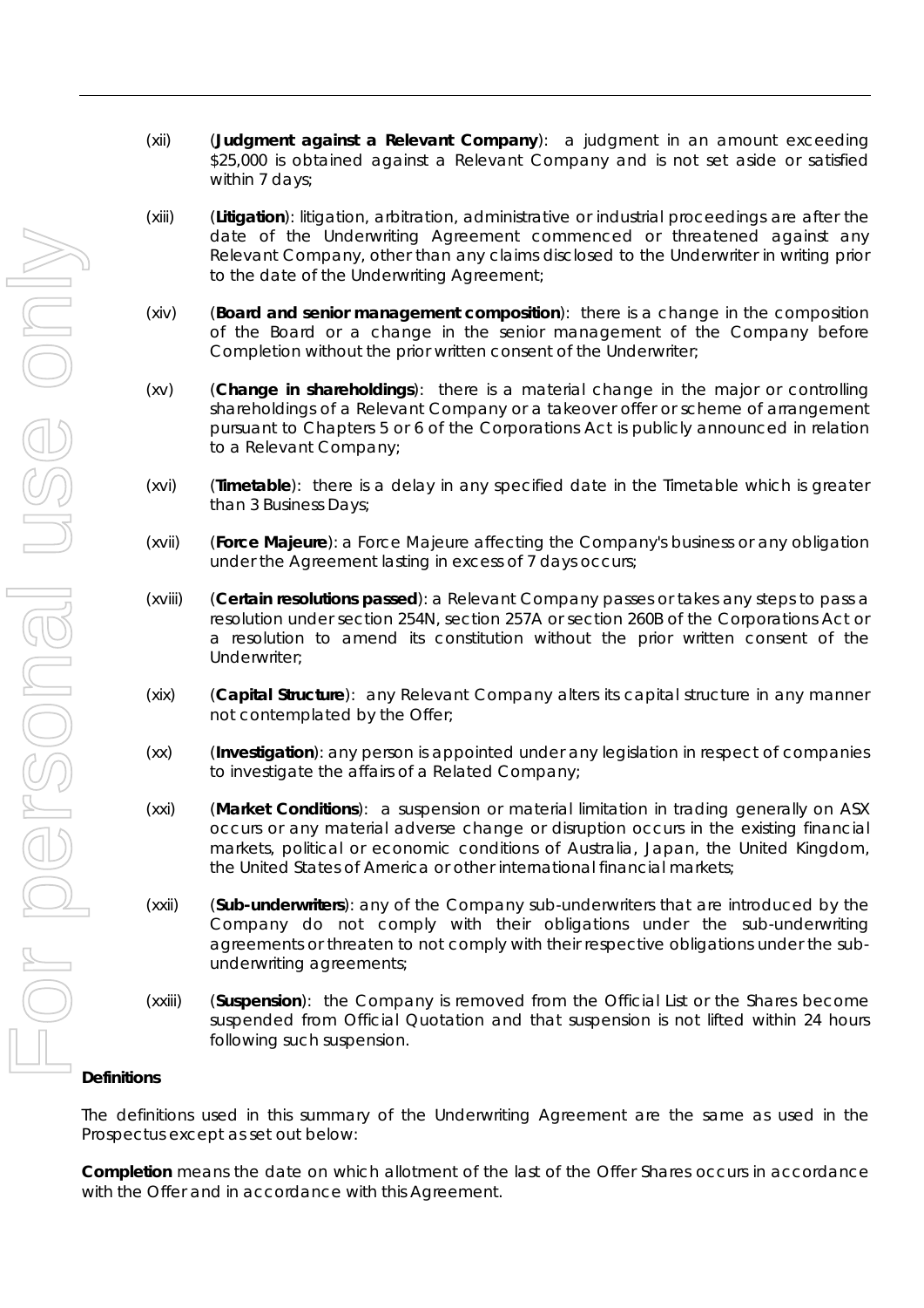(xii) (**Judgment against a Relevant Company**): a judgment in an amount exceeding $25,000 is obtained against a Relevant Company and is not set aside or satisfied within 7 days;

(xiii) (**Litigation**): litigation, arbitration, administrative or industrial proceedings are after the date of the Underwriting Agreement commenced or threatened against any Relevant Company, other than any claims disclosed to the Underwriter in writing prior to the date of the Underwriting Agreement;

(xiv) (**Board and senior management composition**): there is a change in the composition of the Board or a change in the senior management of the Company before Completion without the prior written consent of the Underwriter;

(xv) (**Change in shareholdings**): there is a material change in the major or controlling shareholdings of a Relevant Company or a takeover offer or scheme of arrangement pursuant to Chapters 5 or 6 of the Corporations Act is publicly announced in relation to a Relevant Company;

(xvi) (**Timetable**): there is a delay in any specified date in the Timetable which is greater than 3 Business Days;

(xvii) (**Force Majeure**): a Force Majeure affecting the Company's business or any obligation under the Agreement lasting in excess of 7 days occurs;

(xviii) (**Certain resolutions passed**): a Relevant Company passes or takes any steps to pass a resolution under section 254N, section 257A or section 260B of the Corporations Act or a resolution to amend its constitution without the prior written consent of the Underwriter;

(xix) (**Capital Structure**): any Relevant Company alters its capital structure in any manner not contemplated by the Offer;

(xx) (**Investigation**): any person is appointed under any legislation in respect of companies to investigate the affairs of a Related Company;

(xxi) (**Market Conditions**): a suspension or material limitation in trading generally on ASX occurs or any material adverse change or disruption occurs in the existing financial markets, political or economic conditions of Australia, Japan, the United Kingdom, the United States of America or other international financial markets;

(xxii) (**Sub-underwriters**): any of the Company sub-underwriters that are introduced by the Company do not comply with their obligations under the sub-underwriting agreements or threaten to not comply with their respective obligations under the sub-underwriting agreements;

(xxiii) (**Suspension**): the Company is removed from the Official List or the Shares become suspended from Official Quotation and that suspension is not lifted within 24 hours following such suspension.

**Definitions**

The definitions used in this summary of the Underwriting Agreement are the same as used in the Prospectus except as set out below:

**Completion** means the date on which allotment of the last of the Offer Shares occurs in accordance with the Offer and in accordance with this Agreement.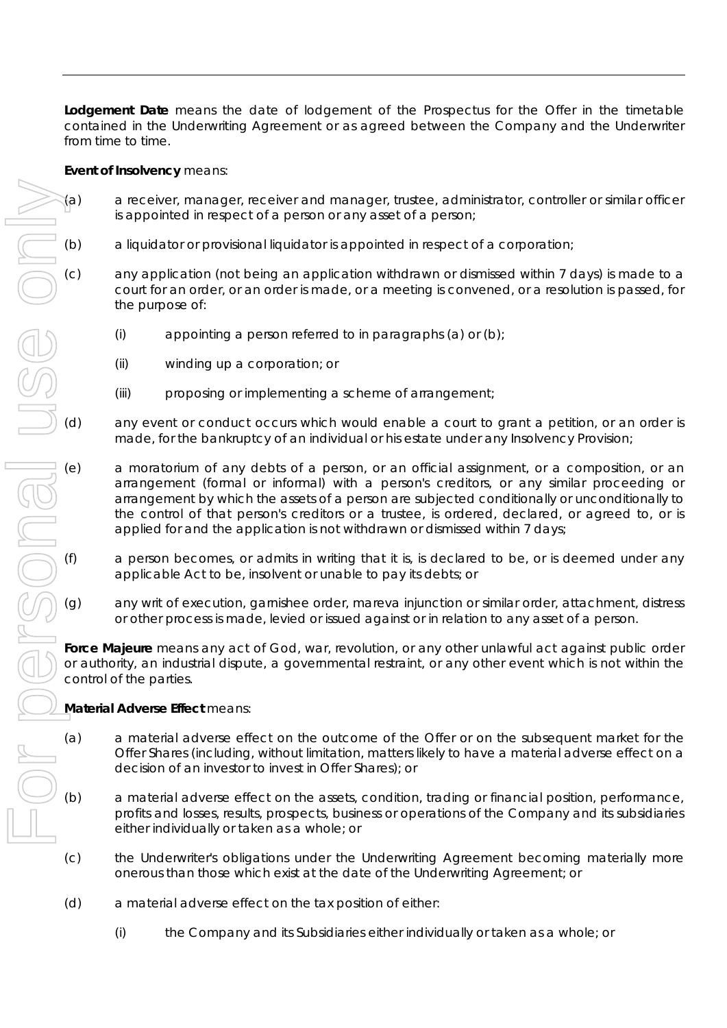**Lodgement Date** means the date of lodgement of the Prospectus for the Offer in the timetable contained in the Underwriting Agreement or as agreed between the Company and the Underwriter from time to time.

**Event of Insolvency** means:

(a) a receiver, manager, receiver and manager, trustee, administrator, controller or similar officer is appointed in respect of a person or any asset of a person;

(b) a liquidator or provisional liquidator is appointed in respect of a corporation;

(c) any application (not being an application withdrawn or dismissed within 7 days) is made to a court for an order, or an order is made, or a meeting is convened, or a resolution is passed, for the purpose of:

 (i) appointing a person referred to in paragraphs (a) or (b);

 (ii) winding up a corporation; or

 (iii) proposing or implementing a scheme of arrangement;

(d) any event or conduct occurs which would enable a court to grant a petition, or an order is made, for the bankruptcy of an individual or his estate under any Insolvency Provision;

(e) a moratorium of any debts of a person, or an official assignment, or a composition, or an arrangement (formal or informal) with a person's creditors, or any similar proceeding or arrangement by which the assets of a person are subjected conditionally or unconditionally to the control of that person's creditors or a trustee, is ordered, declared, or agreed to, or is applied for and the application is not withdrawn or dismissed within 7 days;

(f) a person becomes, or admits in writing that it is, is declared to be, or is deemed under any applicable Act to be, insolvent or unable to pay its debts; or

(g) any writ of execution, garnishee order, mareva injunction or similar order, attachment, distress or other process is made, levied or issued against or in relation to any asset of a person.

**Force Majeure** means any act of God, war, revolution, or any other unlawful act against public order or authority, an industrial dispute, a governmental restraint, or any other event which is not within the control of the parties.

**Material Adverse Effect** means:

(a) a material adverse effect on the outcome of the Offer or on the subsequent market for the Offer Shares (including, without limitation, matters likely to have a material adverse effect on a decision of an investor to invest in Offer Shares); or

(b) a material adverse effect on the assets, condition, trading or financial position, performance, profits and losses, results, prospects, business or operations of the Company and its subsidiaries either individually or taken as a whole; or

(c) the Underwriter's obligations under the Underwriting Agreement becoming materially more onerous than those which exist at the date of the Underwriting Agreement; or

(d) a material adverse effect on the tax position of either:

 (i) the Company and its Subsidiaries either individually or taken as a whole; or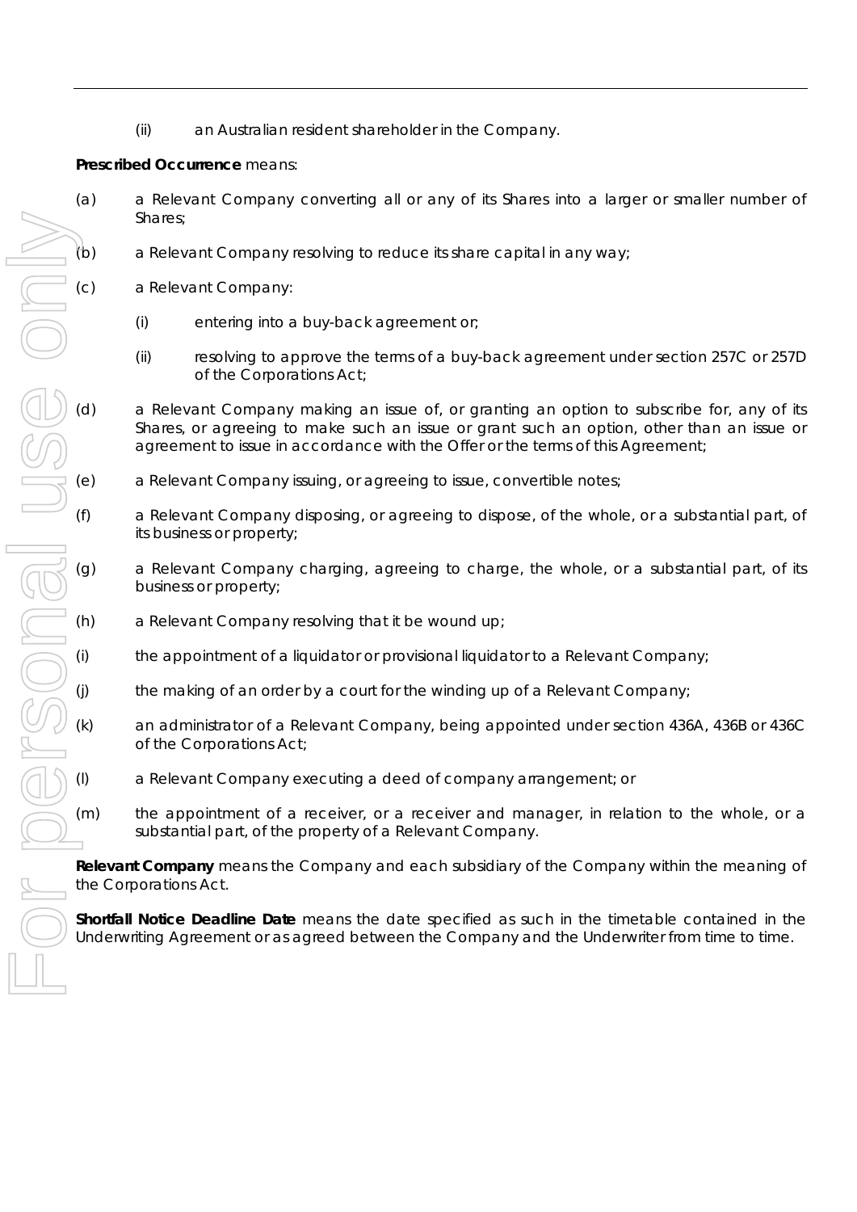(ii) an Australian resident shareholder in the Company.

**Prescribed Occurrence** means:

(a) a Relevant Company converting all or any of its Shares into a larger or smaller number of Shares;

(b) a Relevant Company resolving to reduce its share capital in any way;

(c) a Relevant Company:

  (i) entering into a buy-back agreement or;

  (ii) resolving to approve the terms of a buy-back agreement under section 257C or 257D of the Corporations Act;

(d) a Relevant Company making an issue of, or granting an option to subscribe for, any of its Shares, or agreeing to make such an issue or grant such an option, other than an issue or agreement to issue in accordance with the Offer or the terms of this Agreement;

(e) a Relevant Company issuing, or agreeing to issue, convertible notes;

(f) a Relevant Company disposing, or agreeing to dispose, of the whole, or a substantial part, of its business or property;

(g) a Relevant Company charging, agreeing to charge, the whole, or a substantial part, of its business or property;

(h) a Relevant Company resolving that it be wound up;

(i) the appointment of a liquidator or provisional liquidator to a Relevant Company;

(j) the making of an order by a court for the winding up of a Relevant Company;

(k) an administrator of a Relevant Company, being appointed under section 436A, 436B or 436C of the Corporations Act;

(l) a Relevant Company executing a deed of company arrangement; or

(m) the appointment of a receiver, or a receiver and manager, in relation to the whole, or a substantial part, of the property of a Relevant Company.

**Relevant Company** means the Company and each subsidiary of the Company within the meaning of the Corporations Act.

**Shortfall Notice Deadline Date** means the date specified as such in the timetable contained in the Underwriting Agreement or as agreed between the Company and the Underwriter from time to time.